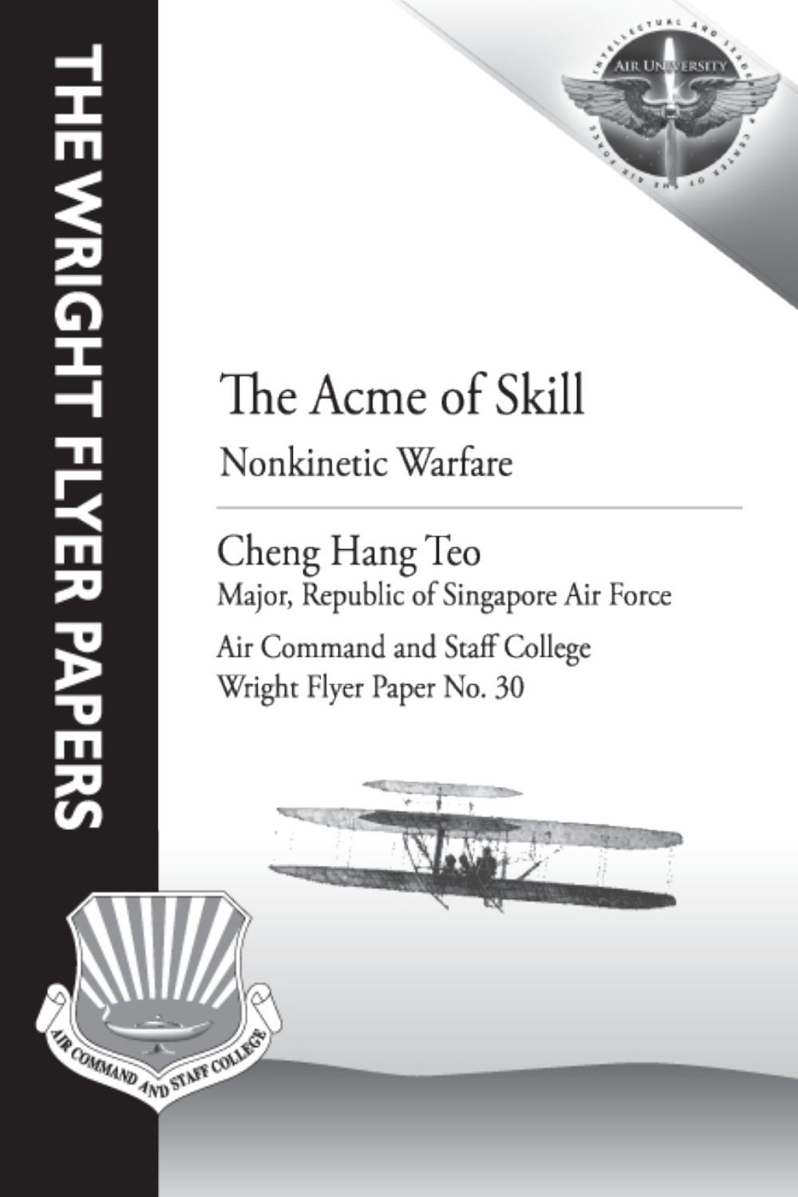THE WRIGHT FLYER PAPERS

# The Acme of Skill

## Nonkinetic Warfare

Cheng Hang Teo
Major, Republic of Singapore Air Force

Air Command and Staff College
Wright Flyer Paper No. 30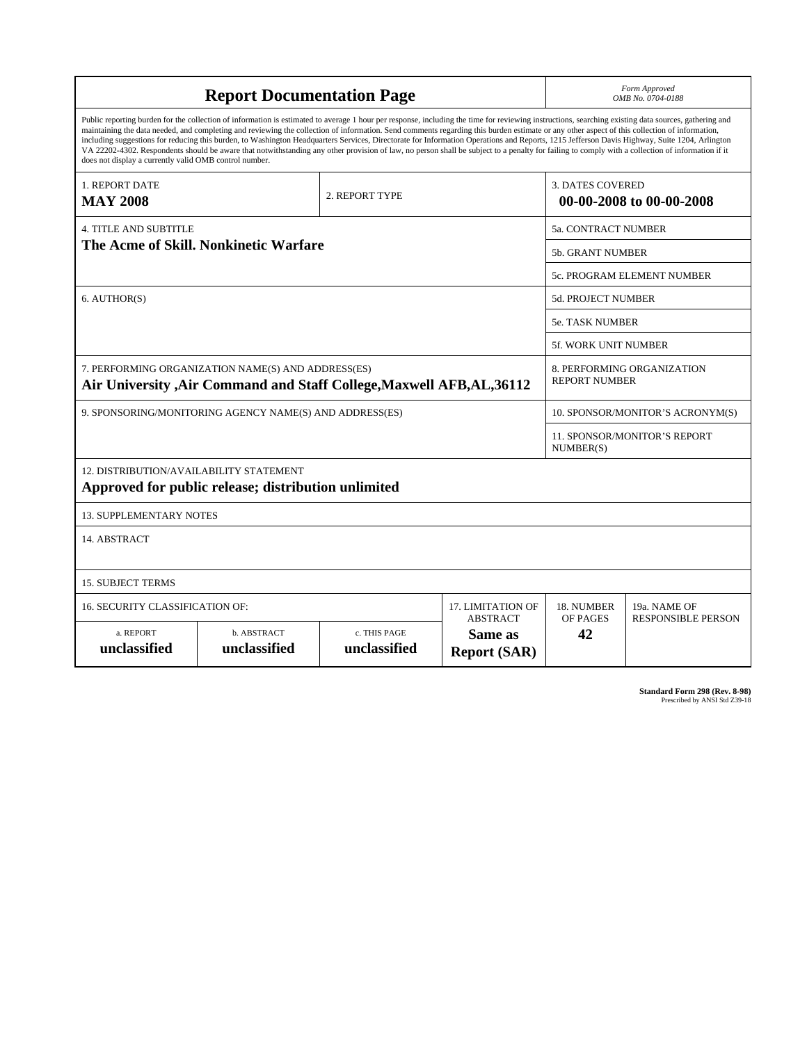# Report Documentation Page

*Form Approved*
*OMB No. 0704-0188*

Public reporting burden for the collection of information is estimated to average 1 hour per response, including the time for reviewing instructions, searching existing data sources, gathering and maintaining the data needed, and completing and reviewing the collection of information. Send comments regarding this burden estimate or any other aspect of this collection of information, including suggestions for reducing this burden, to Washington Headquarters Services, Directorate for Information Operations and Reports, 1215 Jefferson Davis Highway, Suite 1204, Arlington VA 22202-4302. Respondents should be aware that notwithstanding any other provision of law, no person shall be subject to a penalty for failing to comply with a collection of information if it does not display a currently valid OMB control number.

| 1. REPORT DATE | 2. REPORT TYPE | 3. DATES COVERED |
| --- | --- | --- |
| **MAY 2008** | | **00-00-2008 to 00-00-2008** |

| 4. TITLE AND SUBTITLE | |
| --- | --- |
| **The Acme of Skill. Nonkinetic Warfare** | 5a. CONTRACT NUMBER |
| | 5b. GRANT NUMBER |
| | 5c. PROGRAM ELEMENT NUMBER |
| 6. AUTHOR(S) | 5d. PROJECT NUMBER |
| | 5e. TASK NUMBER |
| | 5f. WORK UNIT NUMBER |
| 7. PERFORMING ORGANIZATION NAME(S) AND ADDRESS(ES) **Air University ,Air Command and Staff College,Maxwell AFB,AL,36112** | 8. PERFORMING ORGANIZATION REPORT NUMBER |
| 9. SPONSORING/MONITORING AGENCY NAME(S) AND ADDRESS(ES) | 10. SPONSOR/MONITOR'S ACRONYM(S) |
| | 11. SPONSOR/MONITOR'S REPORT NUMBER(S) |

12. DISTRIBUTION/AVAILABILITY STATEMENT
**Approved for public release; distribution unlimited**

13. SUPPLEMENTARY NOTES

14. ABSTRACT

15. SUBJECT TERMS

| 16. SECURITY CLASSIFICATION OF: | | | 17. LIMITATION OF ABSTRACT | 18. NUMBER OF PAGES | 19a. NAME OF RESPONSIBLE PERSON |
| --- | --- | --- | --- | --- | --- |
| a. REPORT **unclassified** | b. ABSTRACT **unclassified** | c. THIS PAGE **unclassified** | **Same as Report (SAR)** | **42** | |

**Standard Form 298 (Rev. 8-98)**
Prescribed by ANSI Std Z39-18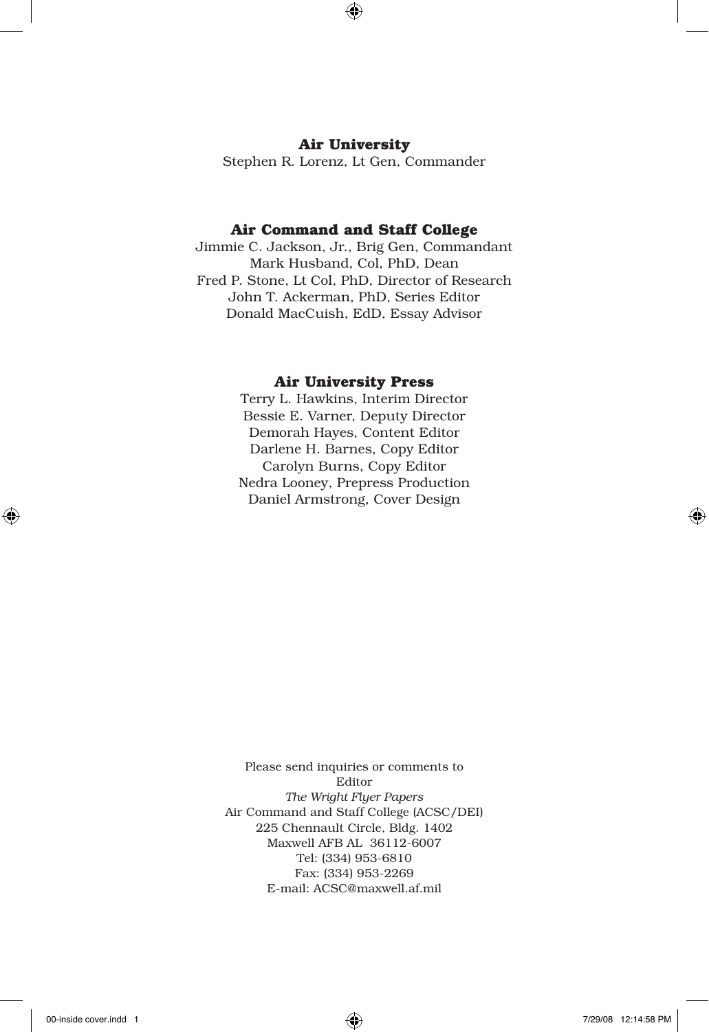**Air University**

Stephen R. Lorenz, Lt Gen, Commander

**Air Command and Staff College**

Jimmie C. Jackson, Jr., Brig Gen, Commandant
Mark Husband, Col, PhD, Dean
Fred P. Stone, Lt Col, PhD, Director of Research
John T. Ackerman, PhD, Series Editor
Donald MacCuish, EdD, Essay Advisor

**Air University Press**

Terry L. Hawkins, Interim Director
Bessie E. Varner, Deputy Director
Demorah Hayes, Content Editor
Darlene H. Barnes, Copy Editor
Carolyn Burns, Copy Editor
Nedra Looney, Prepress Production
Daniel Armstrong, Cover Design

Please send inquiries or comments to
Editor
*The Wright Flyer Papers*
Air Command and Staff College (ACSC/DEI)
225 Chennault Circle, Bldg. 1402
Maxwell AFB AL 36112-6007
Tel: (334) 953-6810
Fax: (334) 953-2269
E-mail: ACSC@maxwell.af.mil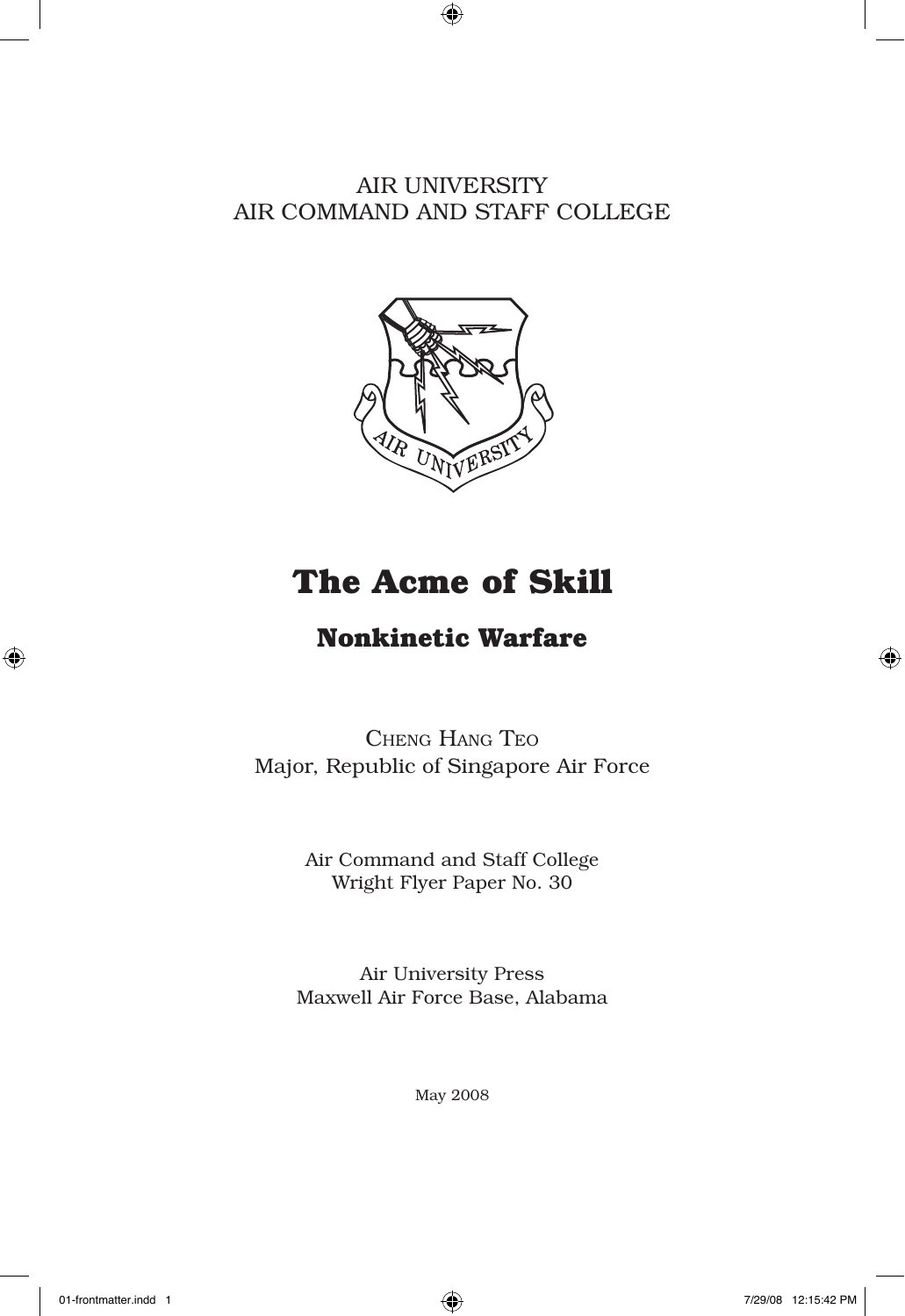AIR UNIVERSITY
AIR COMMAND AND STAFF COLLEGE

# The Acme of Skill

## Nonkinetic Warfare

Cheng Hang Teo
Major, Republic of Singapore Air Force

Air Command and Staff College
Wright Flyer Paper No. 30

Air University Press
Maxwell Air Force Base, Alabama

May 2008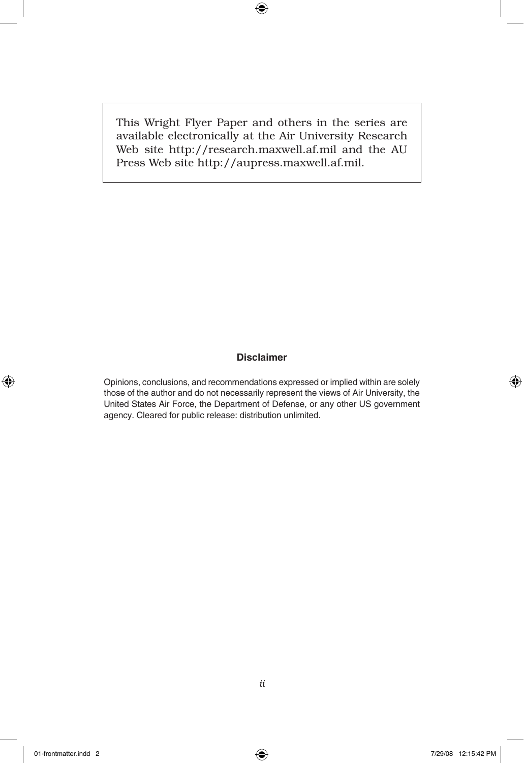This Wright Flyer Paper and others in the series are available electronically at the Air University Research Web site http://research.maxwell.af.mil and the AU Press Web site http://aupress.maxwell.af.mil.

**Disclaimer**

Opinions, conclusions, and recommendations expressed or implied within are solely those of the author and do not necessarily represent the views of Air University, the United States Air Force, the Department of Defense, or any other US government agency. Cleared for public release: distribution unlimited.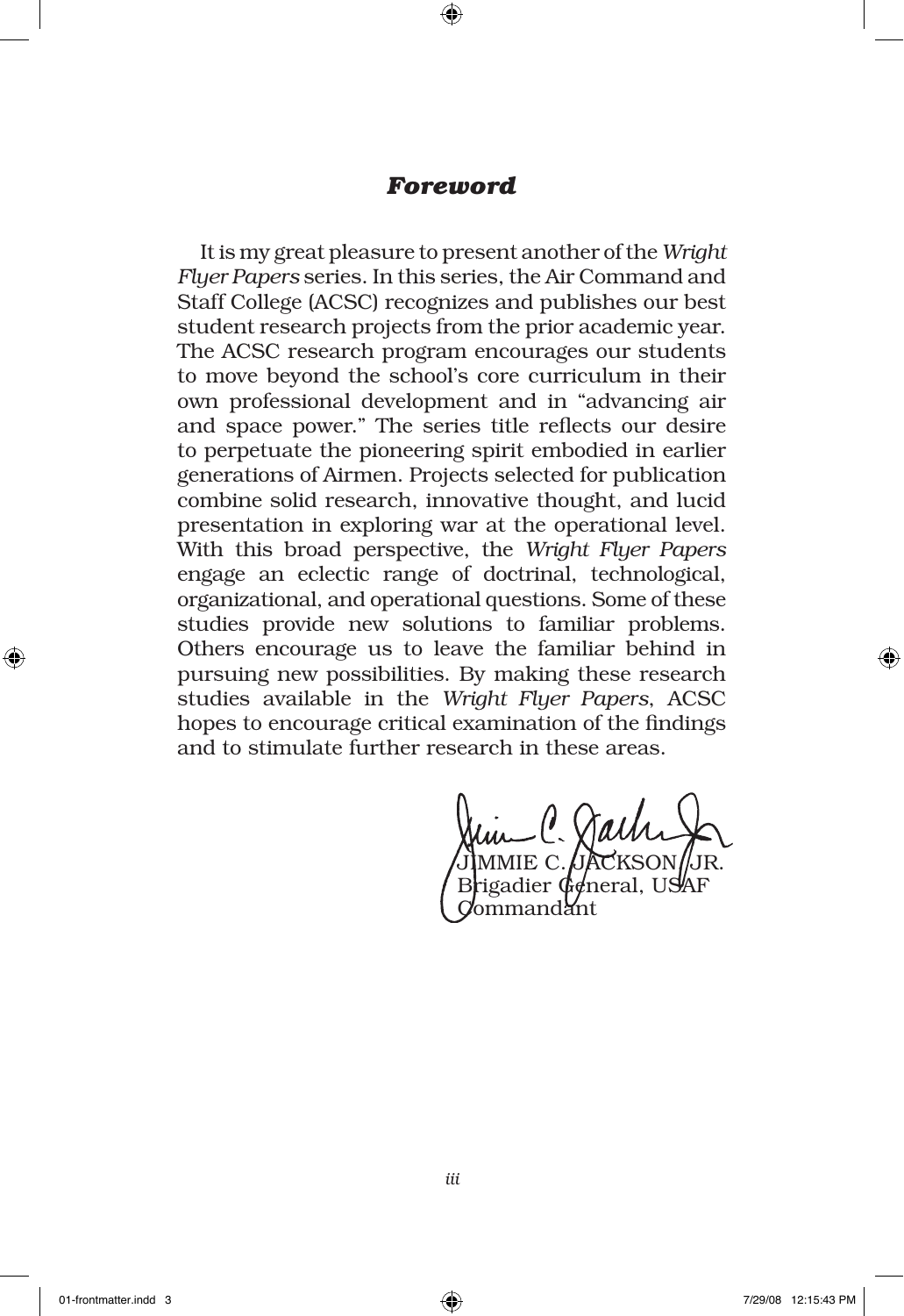## *Foreword*

It is my great pleasure to present another of the *Wright Flyer Papers* series. In this series, the Air Command and Staff College (ACSC) recognizes and publishes our best student research projects from the prior academic year. The ACSC research program encourages our students to move beyond the school's core curriculum in their own professional development and in "advancing air and space power." The series title reflects our desire to perpetuate the pioneering spirit embodied in earlier generations of Airmen. Projects selected for publication combine solid research, innovative thought, and lucid presentation in exploring war at the operational level. With this broad perspective, the *Wright Flyer Papers* engage an eclectic range of doctrinal, technological, organizational, and operational questions. Some of these studies provide new solutions to familiar problems. Others encourage us to leave the familiar behind in pursuing new possibilities. By making these research studies available in the *Wright Flyer Papers*, ACSC hopes to encourage critical examination of the findings and to stimulate further research in these areas.

JIMMIE C. JACKSON, JR.
Brigadier General, USAF
Commandant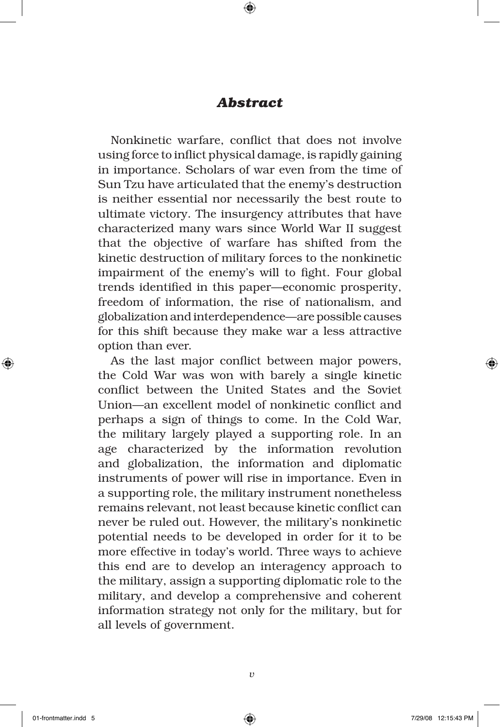## *Abstract*

Nonkinetic warfare, conflict that does not involve using force to inflict physical damage, is rapidly gaining in importance. Scholars of war even from the time of Sun Tzu have articulated that the enemy's destruction is neither essential nor necessarily the best route to ultimate victory. The insurgency attributes that have characterized many wars since World War II suggest that the objective of warfare has shifted from the kinetic destruction of military forces to the nonkinetic impairment of the enemy's will to fight. Four global trends identified in this paper—economic prosperity, freedom of information, the rise of nationalism, and globalization and interdependence—are possible causes for this shift because they make war a less attractive option than ever.

As the last major conflict between major powers, the Cold War was won with barely a single kinetic conflict between the United States and the Soviet Union—an excellent model of nonkinetic conflict and perhaps a sign of things to come. In the Cold War, the military largely played a supporting role. In an age characterized by the information revolution and globalization, the information and diplomatic instruments of power will rise in importance. Even in a supporting role, the military instrument nonetheless remains relevant, not least because kinetic conflict can never be ruled out. However, the military's nonkinetic potential needs to be developed in order for it to be more effective in today's world. Three ways to achieve this end are to develop an interagency approach to the military, assign a supporting diplomatic role to the military, and develop a comprehensive and coherent information strategy not only for the military, but for all levels of government.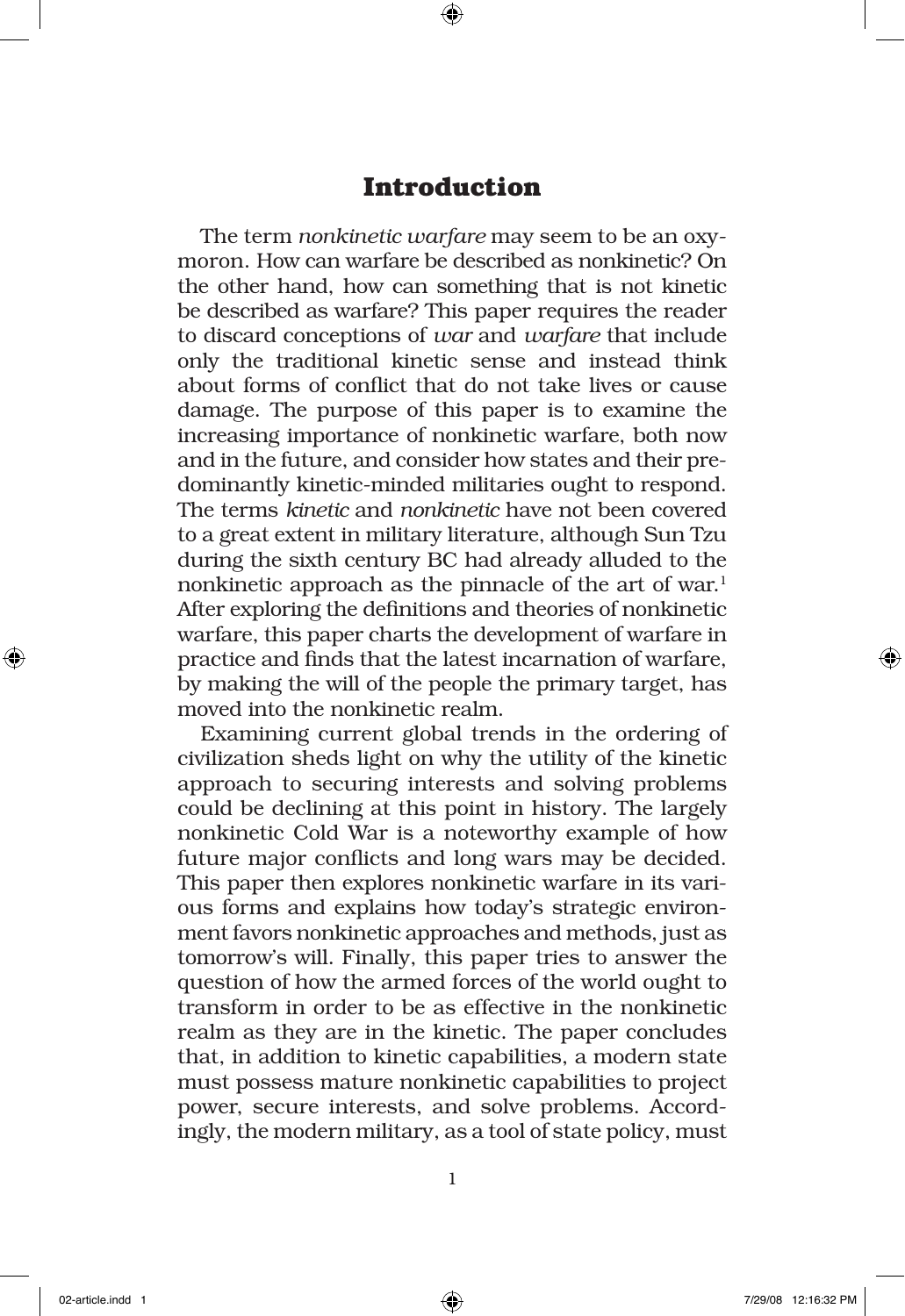# Introduction

The term *nonkinetic warfare* may seem to be an oxymoron. How can warfare be described as nonkinetic? On the other hand, how can something that is not kinetic be described as warfare? This paper requires the reader to discard conceptions of *war* and *warfare* that include only the traditional kinetic sense and instead think about forms of conflict that do not take lives or cause damage. The purpose of this paper is to examine the increasing importance of nonkinetic warfare, both now and in the future, and consider how states and their predominantly kinetic-minded militaries ought to respond. The terms *kinetic* and *nonkinetic* have not been covered to a great extent in military literature, although Sun Tzu during the sixth century BC had already alluded to the nonkinetic approach as the pinnacle of the art of war.[1] After exploring the definitions and theories of nonkinetic warfare, this paper charts the development of warfare in practice and finds that the latest incarnation of warfare, by making the will of the people the primary target, has moved into the nonkinetic realm.

Examining current global trends in the ordering of civilization sheds light on why the utility of the kinetic approach to securing interests and solving problems could be declining at this point in history. The largely nonkinetic Cold War is a noteworthy example of how future major conflicts and long wars may be decided. This paper then explores nonkinetic warfare in its various forms and explains how today's strategic environment favors nonkinetic approaches and methods, just as tomorrow's will. Finally, this paper tries to answer the question of how the armed forces of the world ought to transform in order to be as effective in the nonkinetic realm as they are in the kinetic. The paper concludes that, in addition to kinetic capabilities, a modern state must possess mature nonkinetic capabilities to project power, secure interests, and solve problems. Accordingly, the modern military, as a tool of state policy, must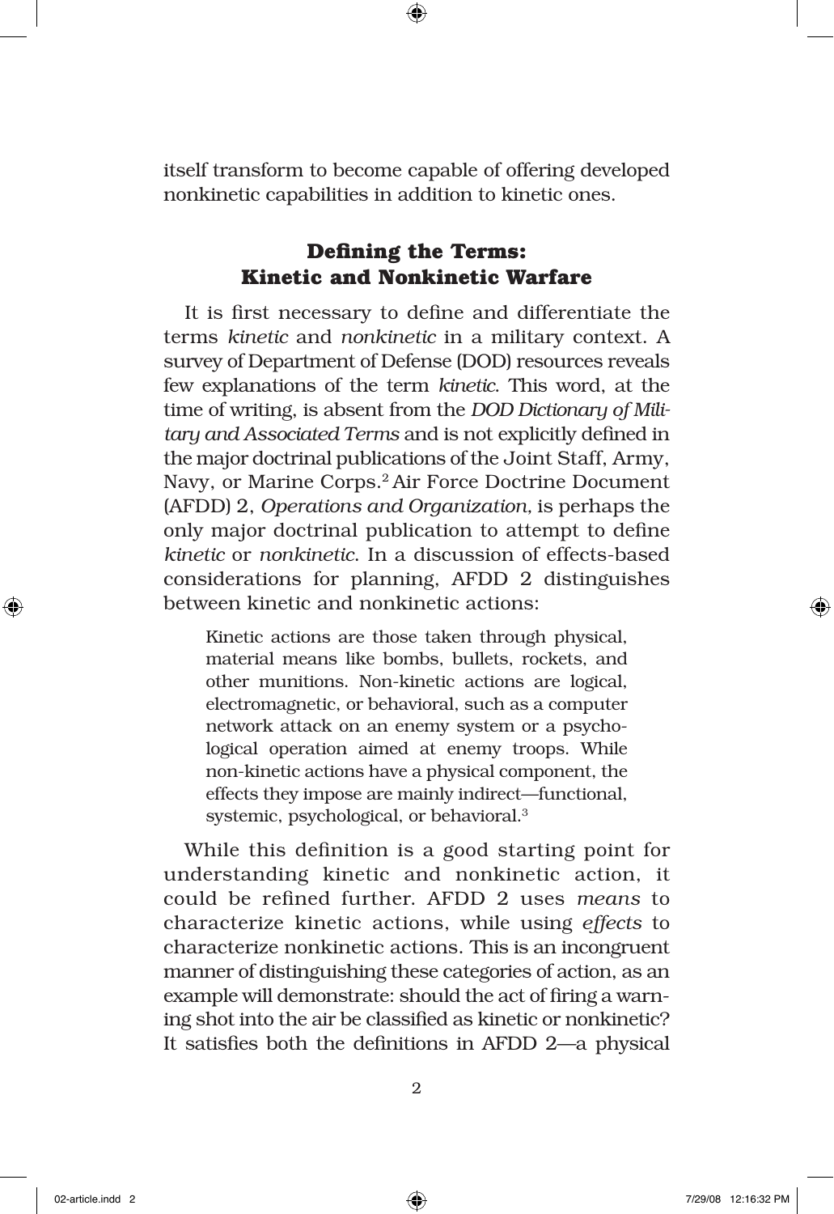itself transform to become capable of offering developed nonkinetic capabilities in addition to kinetic ones.

## Defining the Terms: Kinetic and Nonkinetic Warfare

It is first necessary to define and differentiate the terms *kinetic* and *nonkinetic* in a military context. A survey of Department of Defense (DOD) resources reveals few explanations of the term *kinetic*. This word, at the time of writing, is absent from the *DOD Dictionary of Military and Associated Terms* and is not explicitly defined in the major doctrinal publications of the Joint Staff, Army, Navy, or Marine Corps.[2] Air Force Doctrine Document (AFDD) 2, *Operations and Organization*, is perhaps the only major doctrinal publication to attempt to define *kinetic* or *nonkinetic*. In a discussion of effects-based considerations for planning, AFDD 2 distinguishes between kinetic and nonkinetic actions:

> Kinetic actions are those taken through physical, material means like bombs, bullets, rockets, and other munitions. Non-kinetic actions are logical, electromagnetic, or behavioral, such as a computer network attack on an enemy system or a psychological operation aimed at enemy troops. While non-kinetic actions have a physical component, the effects they impose are mainly indirect—functional, systemic, psychological, or behavioral.[3]

While this definition is a good starting point for understanding kinetic and nonkinetic action, it could be refined further. AFDD 2 uses *means* to characterize kinetic actions, while using *effects* to characterize nonkinetic actions. This is an incongruent manner of distinguishing these categories of action, as an example will demonstrate: should the act of firing a warning shot into the air be classified as kinetic or nonkinetic? It satisfies both the definitions in AFDD 2—a physical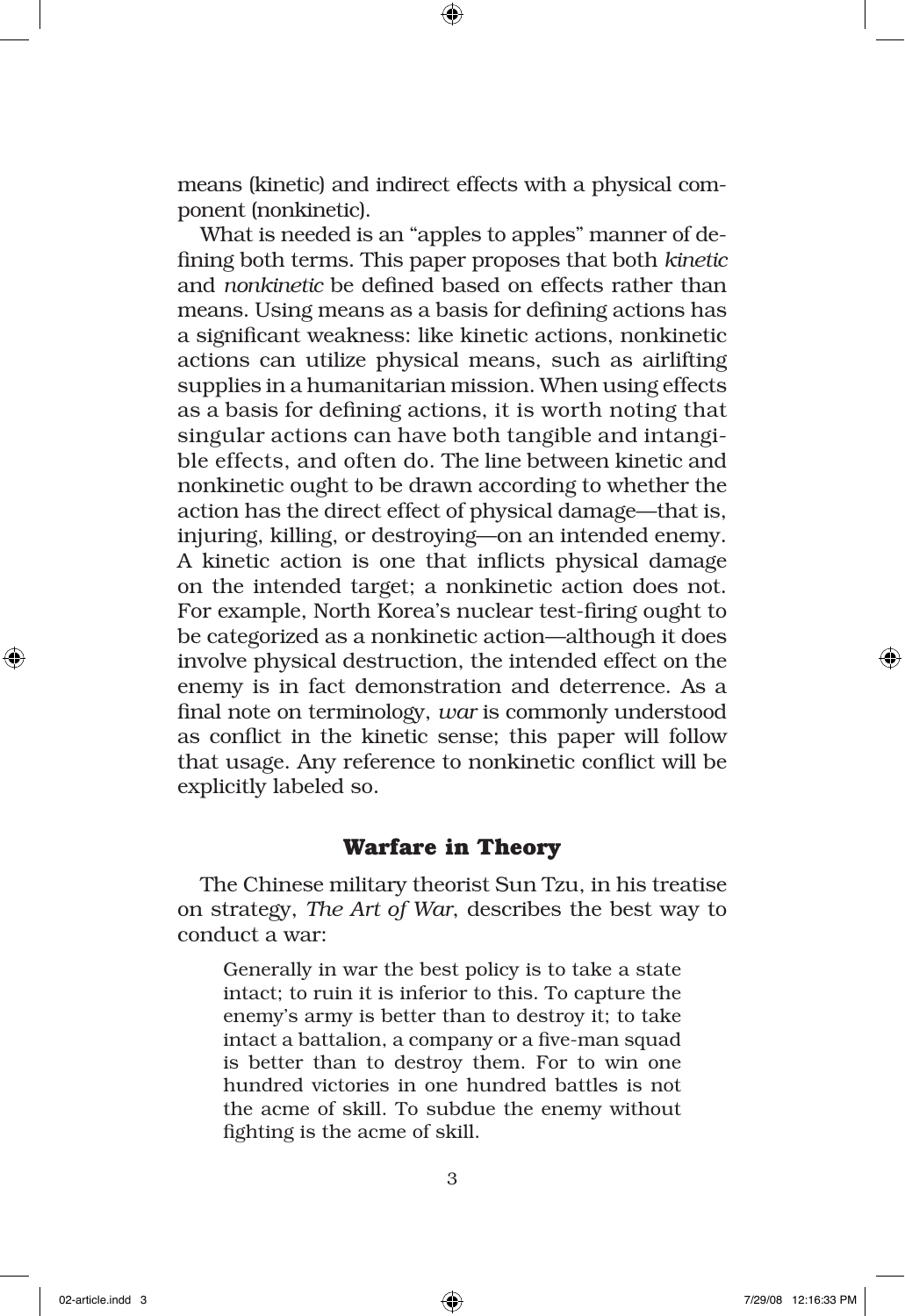means (kinetic) and indirect effects with a physical component (nonkinetic).

What is needed is an "apples to apples" manner of defining both terms. This paper proposes that both *kinetic* and *nonkinetic* be defined based on effects rather than means. Using means as a basis for defining actions has a significant weakness: like kinetic actions, nonkinetic actions can utilize physical means, such as airlifting supplies in a humanitarian mission. When using effects as a basis for defining actions, it is worth noting that singular actions can have both tangible and intangible effects, and often do. The line between kinetic and nonkinetic ought to be drawn according to whether the action has the direct effect of physical damage—that is, injuring, killing, or destroying—on an intended enemy. A kinetic action is one that inflicts physical damage on the intended target; a nonkinetic action does not. For example, North Korea's nuclear test-firing ought to be categorized as a nonkinetic action—although it does involve physical destruction, the intended effect on the enemy is in fact demonstration and deterrence. As a final note on terminology, *war* is commonly understood as conflict in the kinetic sense; this paper will follow that usage. Any reference to nonkinetic conflict will be explicitly labeled so.

## Warfare in Theory

The Chinese military theorist Sun Tzu, in his treatise on strategy, *The Art of War*, describes the best way to conduct a war:

> Generally in war the best policy is to take a state intact; to ruin it is inferior to this. To capture the enemy's army is better than to destroy it; to take intact a battalion, a company or a five-man squad is better than to destroy them. For to win one hundred victories in one hundred battles is not the acme of skill. To subdue the enemy without fighting is the acme of skill.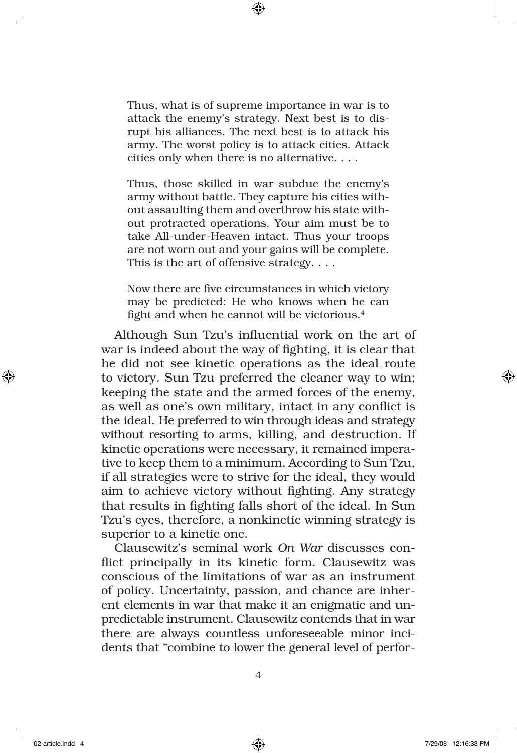> Thus, what is of supreme importance in war is to attack the enemy's strategy. Next best is to disrupt his alliances. The next best is to attack his army. The worst policy is to attack cities. Attack cities only when there is no alternative. . . .
>
> Thus, those skilled in war subdue the enemy's army without battle. They capture his cities without assaulting them and overthrow his state without protracted operations. Your aim must be to take All-under-Heaven intact. Thus your troops are not worn out and your gains will be complete. This is the art of offensive strategy. . . .
>
> Now there are five circumstances in which victory may be predicted: He who knows when he can fight and when he cannot will be victorious.[4]

Although Sun Tzu's influential work on the art of war is indeed about the way of fighting, it is clear that he did not see kinetic operations as the ideal route to victory. Sun Tzu preferred the cleaner way to win; keeping the state and the armed forces of the enemy, as well as one's own military, intact in any conflict is the ideal. He preferred to win through ideas and strategy without resorting to arms, killing, and destruction. If kinetic operations were necessary, it remained imperative to keep them to a minimum. According to Sun Tzu, if all strategies were to strive for the ideal, they would aim to achieve victory without fighting. Any strategy that results in fighting falls short of the ideal. In Sun Tzu's eyes, therefore, a nonkinetic winning strategy is superior to a kinetic one.

Clausewitz's seminal work *On War* discusses conflict principally in its kinetic form. Clausewitz was conscious of the limitations of war as an instrument of policy. Uncertainty, passion, and chance are inherent elements in war that make it an enigmatic and unpredictable instrument. Clausewitz contends that in war there are always countless unforeseeable minor incidents that "combine to lower the general level of perfor-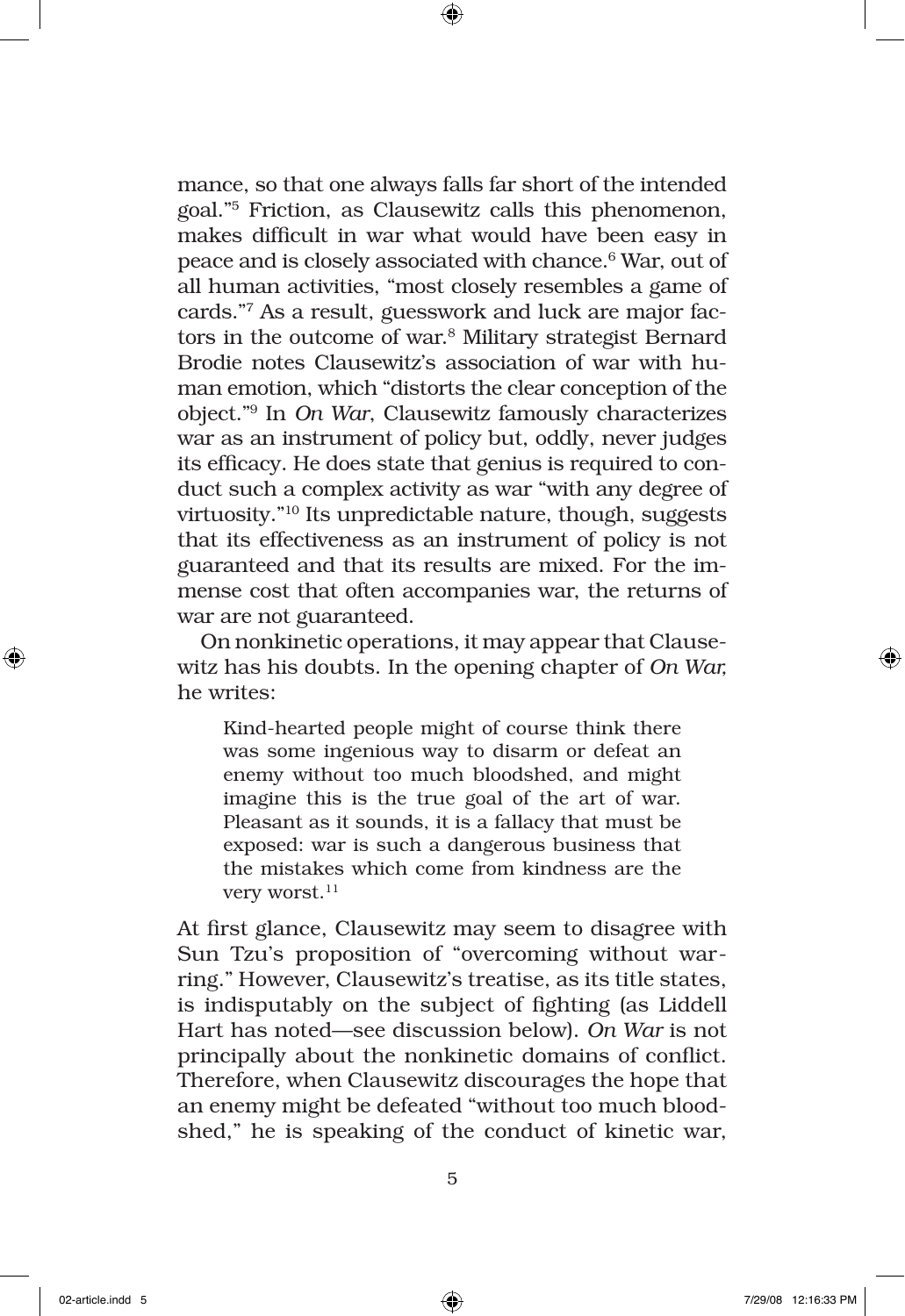mance, so that one always falls far short of the intended goal."[5] Friction, as Clausewitz calls this phenomenon, makes difficult in war what would have been easy in peace and is closely associated with chance.[6] War, out of all human activities, "most closely resembles a game of cards."[7] As a result, guesswork and luck are major factors in the outcome of war.[8] Military strategist Bernard Brodie notes Clausewitz's association of war with human emotion, which "distorts the clear conception of the object."[9] In *On War*, Clausewitz famously characterizes war as an instrument of policy but, oddly, never judges its efficacy. He does state that genius is required to conduct such a complex activity as war "with any degree of virtuosity."[10] Its unpredictable nature, though, suggests that its effectiveness as an instrument of policy is not guaranteed and that its results are mixed. For the immense cost that often accompanies war, the returns of war are not guaranteed.

On nonkinetic operations, it may appear that Clausewitz has his doubts. In the opening chapter of *On War,* he writes:

> Kind-hearted people might of course think there was some ingenious way to disarm or defeat an enemy without too much bloodshed, and might imagine this is the true goal of the art of war. Pleasant as it sounds, it is a fallacy that must be exposed: war is such a dangerous business that the mistakes which come from kindness are the very worst.[11]

At first glance, Clausewitz may seem to disagree with Sun Tzu's proposition of "overcoming without warring." However, Clausewitz's treatise, as its title states, is indisputably on the subject of fighting (as Liddell Hart has noted—see discussion below). *On War* is not principally about the nonkinetic domains of conflict. Therefore, when Clausewitz discourages the hope that an enemy might be defeated "without too much bloodshed," he is speaking of the conduct of kinetic war,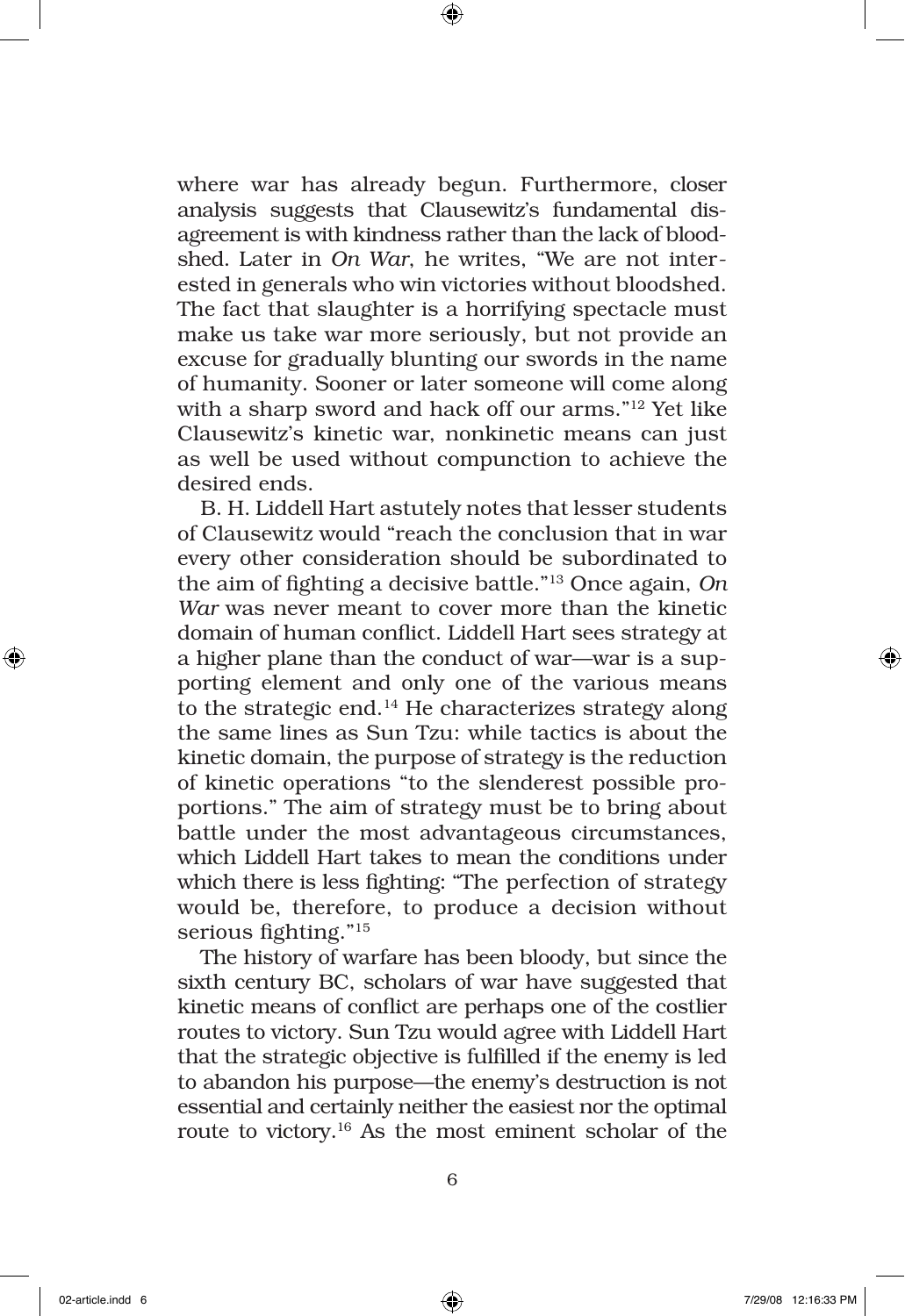where war has already begun. Furthermore, closer analysis suggests that Clausewitz's fundamental disagreement is with kindness rather than the lack of bloodshed. Later in *On War*, he writes, "We are not interested in generals who win victories without bloodshed. The fact that slaughter is a horrifying spectacle must make us take war more seriously, but not provide an excuse for gradually blunting our swords in the name of humanity. Sooner or later someone will come along with a sharp sword and hack off our arms."[12] Yet like Clausewitz's kinetic war, nonkinetic means can just as well be used without compunction to achieve the desired ends.

B. H. Liddell Hart astutely notes that lesser students of Clausewitz would "reach the conclusion that in war every other consideration should be subordinated to the aim of fighting a decisive battle."[13] Once again, *On War* was never meant to cover more than the kinetic domain of human conflict. Liddell Hart sees strategy at a higher plane than the conduct of war—war is a supporting element and only one of the various means to the strategic end.[14] He characterizes strategy along the same lines as Sun Tzu: while tactics is about the kinetic domain, the purpose of strategy is the reduction of kinetic operations "to the slenderest possible proportions." The aim of strategy must be to bring about battle under the most advantageous circumstances, which Liddell Hart takes to mean the conditions under which there is less fighting: "The perfection of strategy would be, therefore, to produce a decision without serious fighting."[15]

The history of warfare has been bloody, but since the sixth century BC, scholars of war have suggested that kinetic means of conflict are perhaps one of the costlier routes to victory. Sun Tzu would agree with Liddell Hart that the strategic objective is fulfilled if the enemy is led to abandon his purpose—the enemy's destruction is not essential and certainly neither the easiest nor the optimal route to victory.[16] As the most eminent scholar of the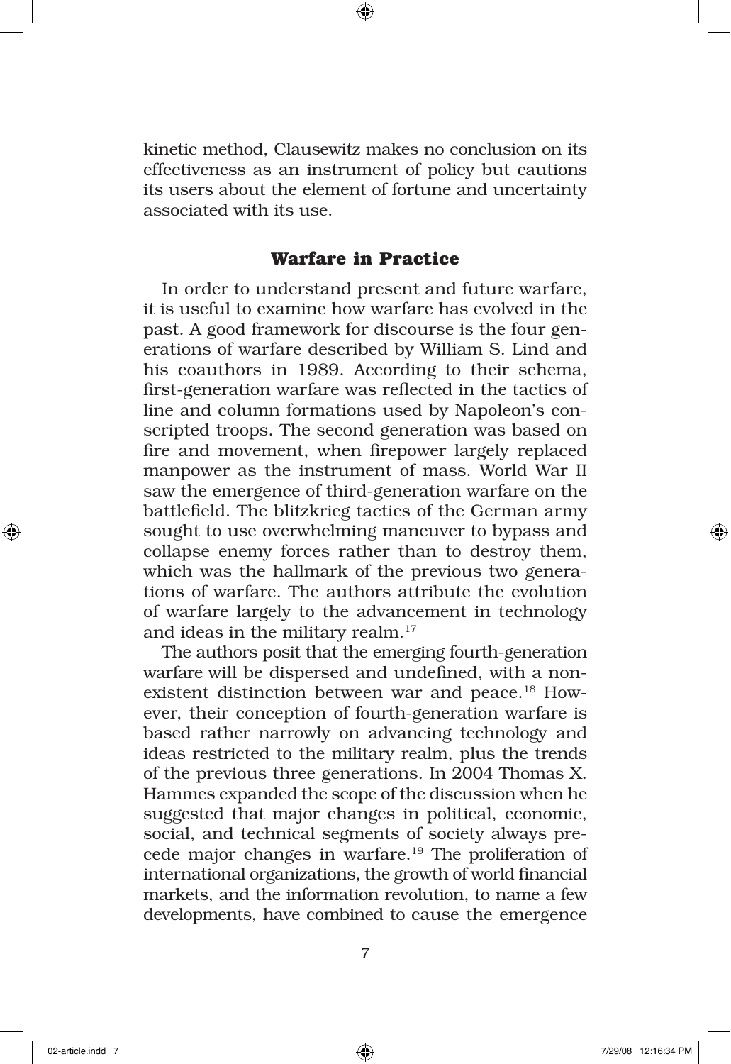kinetic method, Clausewitz makes no conclusion on its effectiveness as an instrument of policy but cautions its users about the element of fortune and uncertainty associated with its use.

## Warfare in Practice

In order to understand present and future warfare, it is useful to examine how warfare has evolved in the past. A good framework for discourse is the four generations of warfare described by William S. Lind and his coauthors in 1989. According to their schema, first-generation warfare was reflected in the tactics of line and column formations used by Napoleon's conscripted troops. The second generation was based on fire and movement, when firepower largely replaced manpower as the instrument of mass. World War II saw the emergence of third-generation warfare on the battlefield. The blitzkrieg tactics of the German army sought to use overwhelming maneuver to bypass and collapse enemy forces rather than to destroy them, which was the hallmark of the previous two generations of warfare. The authors attribute the evolution of warfare largely to the advancement in technology and ideas in the military realm.[17]

The authors posit that the emerging fourth-generation warfare will be dispersed and undefined, with a nonexistent distinction between war and peace.[18] However, their conception of fourth-generation warfare is based rather narrowly on advancing technology and ideas restricted to the military realm, plus the trends of the previous three generations. In 2004 Thomas X. Hammes expanded the scope of the discussion when he suggested that major changes in political, economic, social, and technical segments of society always precede major changes in warfare.[19] The proliferation of international organizations, the growth of world financial markets, and the information revolution, to name a few developments, have combined to cause the emergence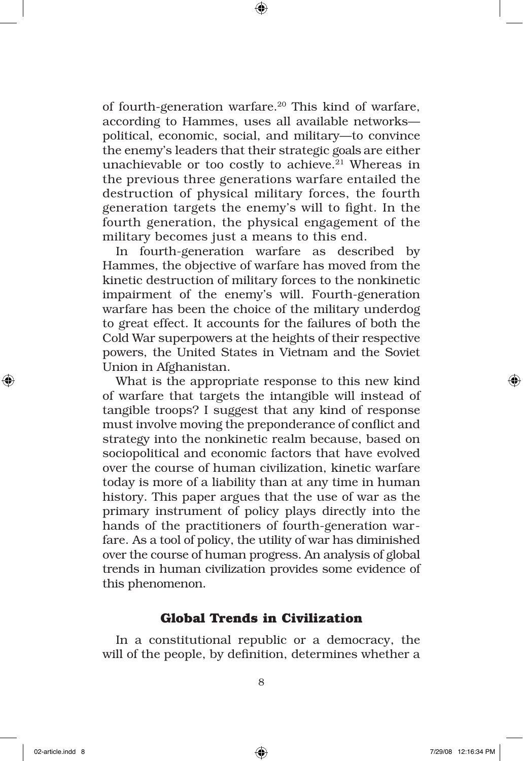of fourth-generation warfare.[20] This kind of warfare, according to Hammes, uses all available networks—political, economic, social, and military—to convince the enemy's leaders that their strategic goals are either unachievable or too costly to achieve.[21] Whereas in the previous three generations warfare entailed the destruction of physical military forces, the fourth generation targets the enemy's will to fight. In the fourth generation, the physical engagement of the military becomes just a means to this end.

In fourth-generation warfare as described by Hammes, the objective of warfare has moved from the kinetic destruction of military forces to the nonkinetic impairment of the enemy's will. Fourth-generation warfare has been the choice of the military underdog to great effect. It accounts for the failures of both the Cold War superpowers at the heights of their respective powers, the United States in Vietnam and the Soviet Union in Afghanistan.

What is the appropriate response to this new kind of warfare that targets the intangible will instead of tangible troops? I suggest that any kind of response must involve moving the preponderance of conflict and strategy into the nonkinetic realm because, based on sociopolitical and economic factors that have evolved over the course of human civilization, kinetic warfare today is more of a liability than at any time in human history. This paper argues that the use of war as the primary instrument of policy plays directly into the hands of the practitioners of fourth-generation warfare. As a tool of policy, the utility of war has diminished over the course of human progress. An analysis of global trends in human civilization provides some evidence of this phenomenon.

## Global Trends in Civilization

In a constitutional republic or a democracy, the will of the people, by definition, determines whether a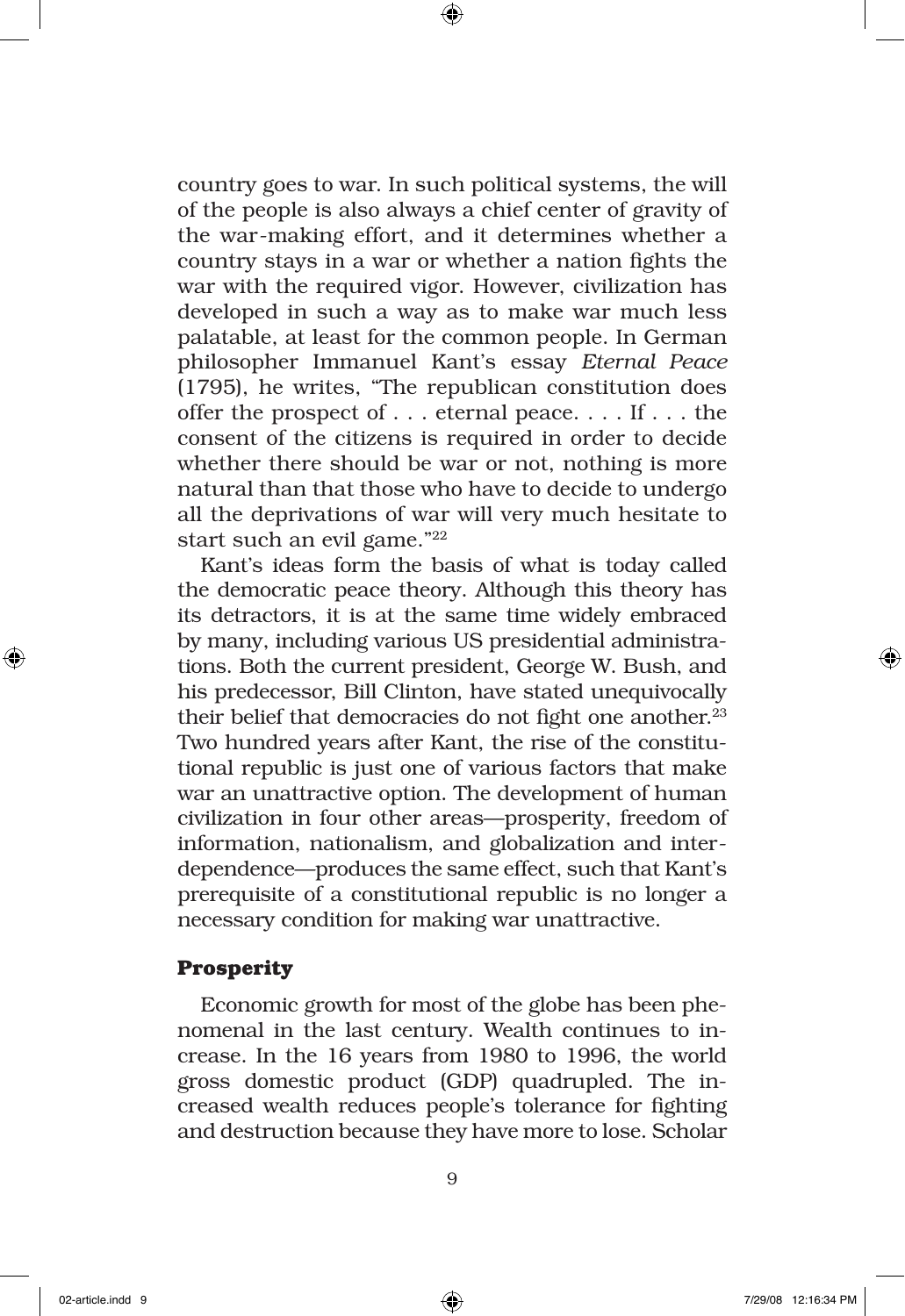country goes to war. In such political systems, the will of the people is also always a chief center of gravity of the war-making effort, and it determines whether a country stays in a war or whether a nation fights the war with the required vigor. However, civilization has developed in such a way as to make war much less palatable, at least for the common people. In German philosopher Immanuel Kant's essay *Eternal Peace* (1795), he writes, "The republican constitution does offer the prospect of . . . eternal peace. . . . If . . . the consent of the citizens is required in order to decide whether there should be war or not, nothing is more natural than that those who have to decide to undergo all the deprivations of war will very much hesitate to start such an evil game."[22]

Kant's ideas form the basis of what is today called the democratic peace theory. Although this theory has its detractors, it is at the same time widely embraced by many, including various US presidential administrations. Both the current president, George W. Bush, and his predecessor, Bill Clinton, have stated unequivocally their belief that democracies do not fight one another.[23] Two hundred years after Kant, the rise of the constitutional republic is just one of various factors that make war an unattractive option. The development of human civilization in four other areas—prosperity, freedom of information, nationalism, and globalization and interdependence—produces the same effect, such that Kant's prerequisite of a constitutional republic is no longer a necessary condition for making war unattractive.

### Prosperity

Economic growth for most of the globe has been phenomenal in the last century. Wealth continues to increase. In the 16 years from 1980 to 1996, the world gross domestic product (GDP) quadrupled. The increased wealth reduces people's tolerance for fighting and destruction because they have more to lose. Scholar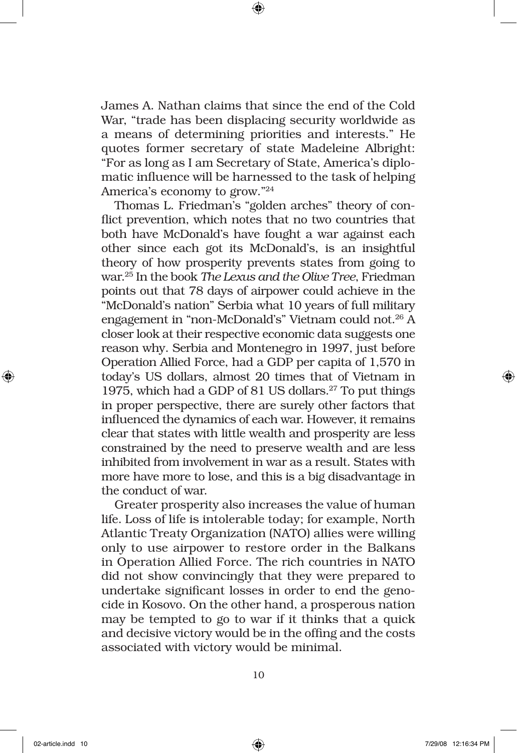James A. Nathan claims that since the end of the Cold War, "trade has been displacing security worldwide as a means of determining priorities and interests." He quotes former secretary of state Madeleine Albright: "For as long as I am Secretary of State, America's diplomatic influence will be harnessed to the task of helping America's economy to grow."[24]

Thomas L. Friedman's "golden arches" theory of conflict prevention, which notes that no two countries that both have McDonald's have fought a war against each other since each got its McDonald's, is an insightful theory of how prosperity prevents states from going to war.[25] In the book *The Lexus and the Olive Tree*, Friedman points out that 78 days of airpower could achieve in the "McDonald's nation" Serbia what 10 years of full military engagement in "non-McDonald's" Vietnam could not.[26] A closer look at their respective economic data suggests one reason why. Serbia and Montenegro in 1997, just before Operation Allied Force, had a GDP per capita of 1,570 in today's US dollars, almost 20 times that of Vietnam in 1975, which had a GDP of 81 US dollars.[27] To put things in proper perspective, there are surely other factors that influenced the dynamics of each war. However, it remains clear that states with little wealth and prosperity are less constrained by the need to preserve wealth and are less inhibited from involvement in war as a result. States with more have more to lose, and this is a big disadvantage in the conduct of war.

Greater prosperity also increases the value of human life. Loss of life is intolerable today; for example, North Atlantic Treaty Organization (NATO) allies were willing only to use airpower to restore order in the Balkans in Operation Allied Force. The rich countries in NATO did not show convincingly that they were prepared to undertake significant losses in order to end the genocide in Kosovo. On the other hand, a prosperous nation may be tempted to go to war if it thinks that a quick and decisive victory would be in the offing and the costs associated with victory would be minimal.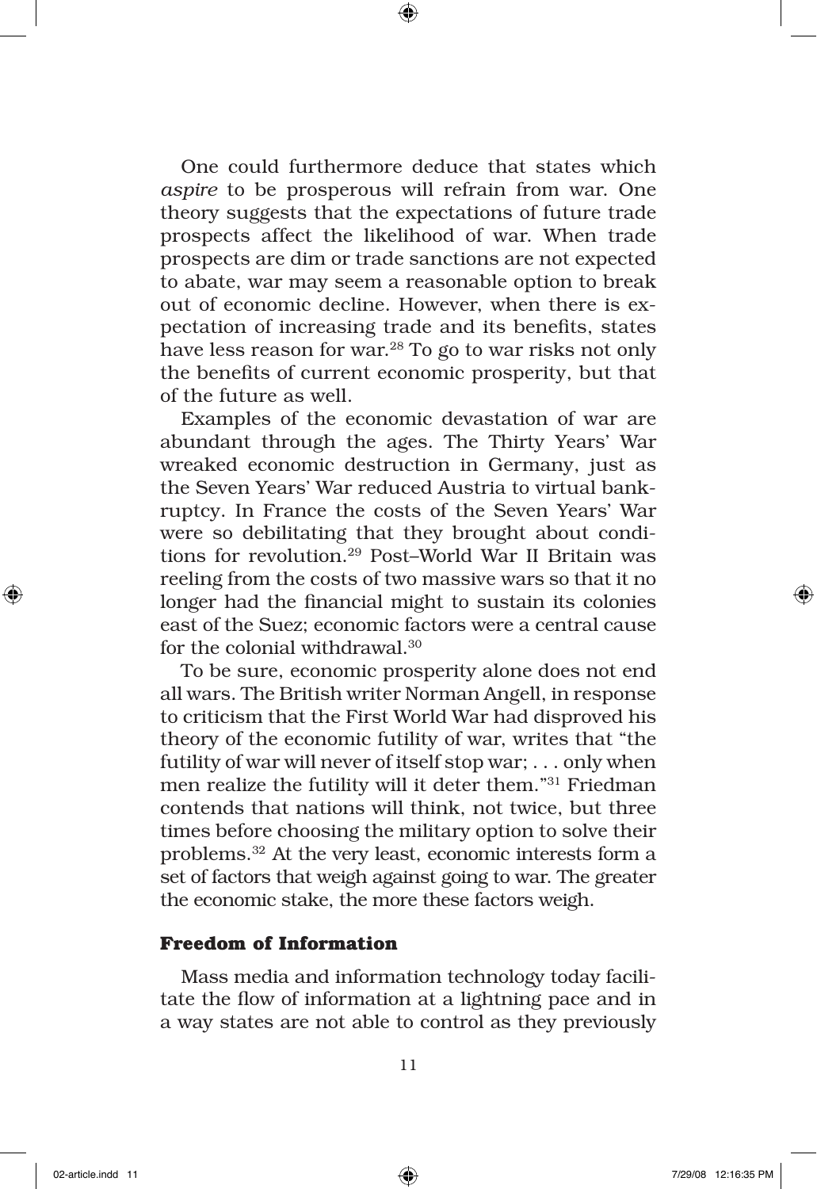One could furthermore deduce that states which *aspire* to be prosperous will refrain from war. One theory suggests that the expectations of future trade prospects affect the likelihood of war. When trade prospects are dim or trade sanctions are not expected to abate, war may seem a reasonable option to break out of economic decline. However, when there is expectation of increasing trade and its benefits, states have less reason for war.[28] To go to war risks not only the benefits of current economic prosperity, but that of the future as well.

Examples of the economic devastation of war are abundant through the ages. The Thirty Years' War wreaked economic destruction in Germany, just as the Seven Years' War reduced Austria to virtual bankruptcy. In France the costs of the Seven Years' War were so debilitating that they brought about conditions for revolution.[29] Post–World War II Britain was reeling from the costs of two massive wars so that it no longer had the financial might to sustain its colonies east of the Suez; economic factors were a central cause for the colonial withdrawal.[30]

To be sure, economic prosperity alone does not end all wars. The British writer Norman Angell, in response to criticism that the First World War had disproved his theory of the economic futility of war, writes that "the futility of war will never of itself stop war; . . . only when men realize the futility will it deter them."[31] Friedman contends that nations will think, not twice, but three times before choosing the military option to solve their problems.[32] At the very least, economic interests form a set of factors that weigh against going to war. The greater the economic stake, the more these factors weigh.

### Freedom of Information

Mass media and information technology today facilitate the flow of information at a lightning pace and in a way states are not able to control as they previously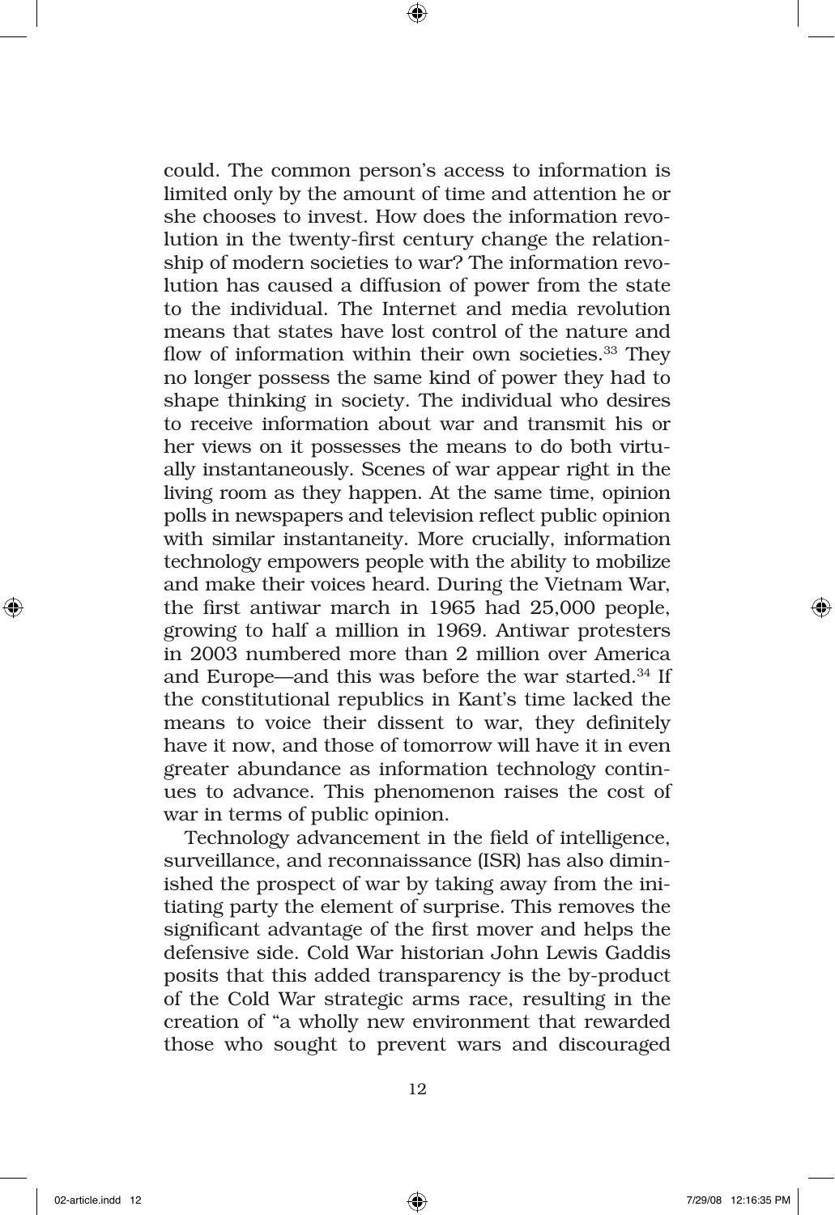could. The common person's access to information is limited only by the amount of time and attention he or she chooses to invest. How does the information revolution in the twenty-first century change the relationship of modern societies to war? The information revolution has caused a diffusion of power from the state to the individual. The Internet and media revolution means that states have lost control of the nature and flow of information within their own societies.[33] They no longer possess the same kind of power they had to shape thinking in society. The individual who desires to receive information about war and transmit his or her views on it possesses the means to do both virtually instantaneously. Scenes of war appear right in the living room as they happen. At the same time, opinion polls in newspapers and television reflect public opinion with similar instantaneity. More crucially, information technology empowers people with the ability to mobilize and make their voices heard. During the Vietnam War, the first antiwar march in 1965 had 25,000 people, growing to half a million in 1969. Antiwar protesters in 2003 numbered more than 2 million over America and Europe—and this was before the war started.[34] If the constitutional republics in Kant's time lacked the means to voice their dissent to war, they definitely have it now, and those of tomorrow will have it in even greater abundance as information technology continues to advance. This phenomenon raises the cost of war in terms of public opinion.

Technology advancement in the field of intelligence, surveillance, and reconnaissance (ISR) has also diminished the prospect of war by taking away from the initiating party the element of surprise. This removes the significant advantage of the first mover and helps the defensive side. Cold War historian John Lewis Gaddis posits that this added transparency is the by-product of the Cold War strategic arms race, resulting in the creation of "a wholly new environment that rewarded those who sought to prevent wars and discouraged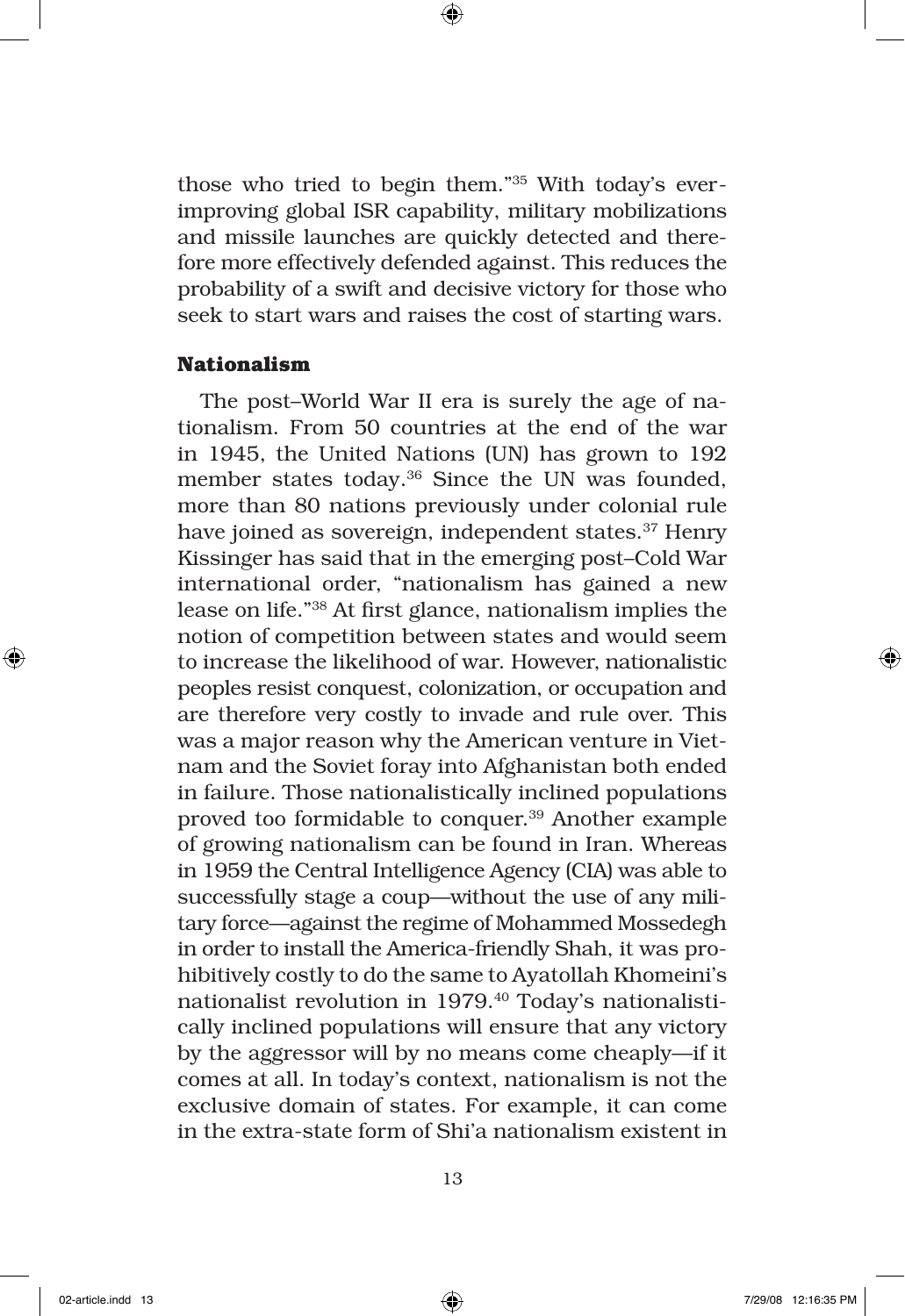those who tried to begin them."[35] With today's ever-improving global ISR capability, military mobilizations and missile launches are quickly detected and therefore more effectively defended against. This reduces the probability of a swift and decisive victory for those who seek to start wars and raises the cost of starting wars.

### Nationalism

The post–World War II era is surely the age of nationalism. From 50 countries at the end of the war in 1945, the United Nations (UN) has grown to 192 member states today.[36] Since the UN was founded, more than 80 nations previously under colonial rule have joined as sovereign, independent states.[37] Henry Kissinger has said that in the emerging post–Cold War international order, "nationalism has gained a new lease on life."[38] At first glance, nationalism implies the notion of competition between states and would seem to increase the likelihood of war. However, nationalistic peoples resist conquest, colonization, or occupation and are therefore very costly to invade and rule over. This was a major reason why the American venture in Vietnam and the Soviet foray into Afghanistan both ended in failure. Those nationalistically inclined populations proved too formidable to conquer.[39] Another example of growing nationalism can be found in Iran. Whereas in 1959 the Central Intelligence Agency (CIA) was able to successfully stage a coup—without the use of any military force—against the regime of Mohammed Mossedegh in order to install the America-friendly Shah, it was prohibitively costly to do the same to Ayatollah Khomeini's nationalist revolution in 1979.[40] Today's nationalistically inclined populations will ensure that any victory by the aggressor will by no means come cheaply—if it comes at all. In today's context, nationalism is not the exclusive domain of states. For example, it can come in the extra-state form of Shi'a nationalism existent in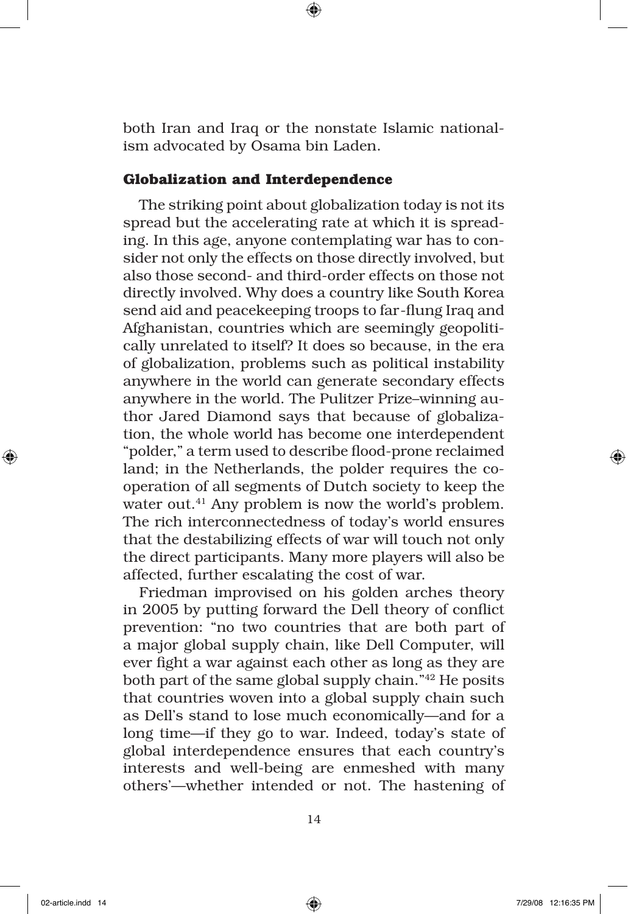both Iran and Iraq or the nonstate Islamic nationalism advocated by Osama bin Laden.

### Globalization and Interdependence

The striking point about globalization today is not its spread but the accelerating rate at which it is spreading. In this age, anyone contemplating war has to consider not only the effects on those directly involved, but also those second- and third-order effects on those not directly involved. Why does a country like South Korea send aid and peacekeeping troops to far-flung Iraq and Afghanistan, countries which are seemingly geopolitically unrelated to itself? It does so because, in the era of globalization, problems such as political instability anywhere in the world can generate secondary effects anywhere in the world. The Pulitzer Prize–winning author Jared Diamond says that because of globalization, the whole world has become one interdependent "polder," a term used to describe flood-prone reclaimed land; in the Netherlands, the polder requires the cooperation of all segments of Dutch society to keep the water out.[41] Any problem is now the world's problem. The rich interconnectedness of today's world ensures that the destabilizing effects of war will touch not only the direct participants. Many more players will also be affected, further escalating the cost of war.

Friedman improvised on his golden arches theory in 2005 by putting forward the Dell theory of conflict prevention: "no two countries that are both part of a major global supply chain, like Dell Computer, will ever fight a war against each other as long as they are both part of the same global supply chain."[42] He posits that countries woven into a global supply chain such as Dell's stand to lose much economically—and for a long time—if they go to war. Indeed, today's state of global interdependence ensures that each country's interests and well-being are enmeshed with many others'—whether intended or not. The hastening of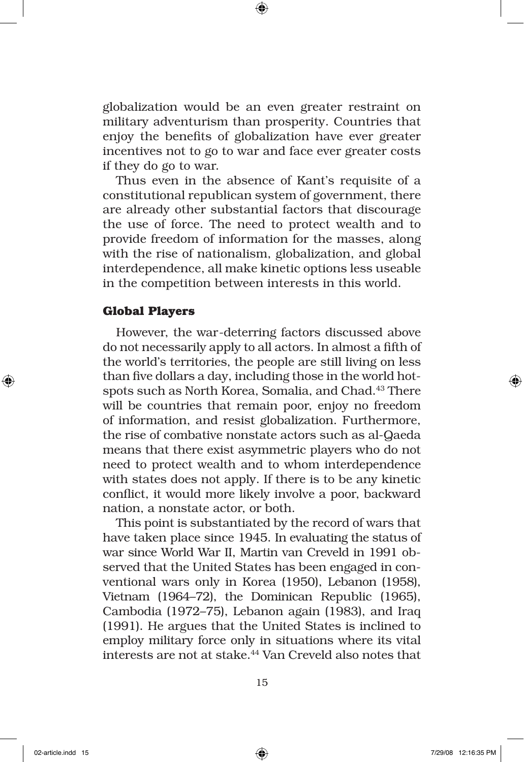globalization would be an even greater restraint on military adventurism than prosperity. Countries that enjoy the benefits of globalization have ever greater incentives not to go to war and face ever greater costs if they do go to war.

Thus even in the absence of Kant's requisite of a constitutional republican system of government, there are already other substantial factors that discourage the use of force. The need to protect wealth and to provide freedom of information for the masses, along with the rise of nationalism, globalization, and global interdependence, all make kinetic options less useable in the competition between interests in this world.

### Global Players

However, the war-deterring factors discussed above do not necessarily apply to all actors. In almost a fifth of the world's territories, the people are still living on less than five dollars a day, including those in the world hotspots such as North Korea, Somalia, and Chad.[43] There will be countries that remain poor, enjoy no freedom of information, and resist globalization. Furthermore, the rise of combative nonstate actors such as al-Qaeda means that there exist asymmetric players who do not need to protect wealth and to whom interdependence with states does not apply. If there is to be any kinetic conflict, it would more likely involve a poor, backward nation, a nonstate actor, or both.

This point is substantiated by the record of wars that have taken place since 1945. In evaluating the status of war since World War II, Martin van Creveld in 1991 observed that the United States has been engaged in conventional wars only in Korea (1950), Lebanon (1958), Vietnam (1964–72), the Dominican Republic (1965), Cambodia (1972–75), Lebanon again (1983), and Iraq (1991). He argues that the United States is inclined to employ military force only in situations where its vital interests are not at stake.[44] Van Creveld also notes that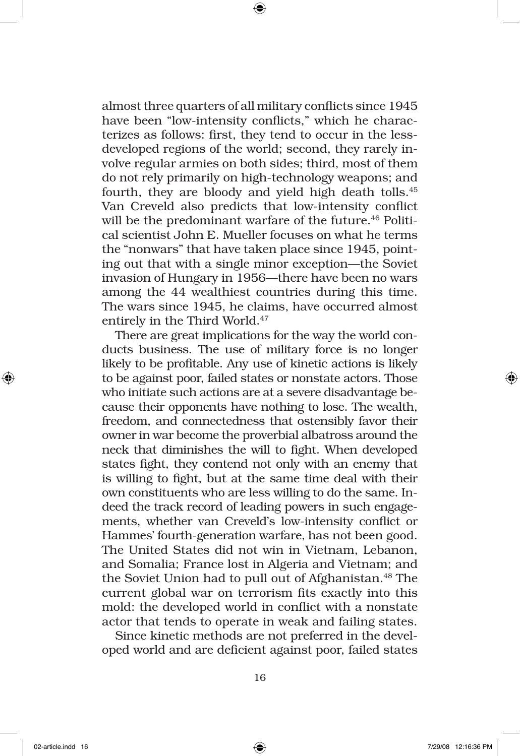almost three quarters of all military conflicts since 1945 have been "low-intensity conflicts," which he characterizes as follows: first, they tend to occur in the less-developed regions of the world; second, they rarely involve regular armies on both sides; third, most of them do not rely primarily on high-technology weapons; and fourth, they are bloody and yield high death tolls.[45] Van Creveld also predicts that low-intensity conflict will be the predominant warfare of the future.[46] Political scientist John E. Mueller focuses on what he terms the "nonwars" that have taken place since 1945, pointing out that with a single minor exception—the Soviet invasion of Hungary in 1956—there have been no wars among the 44 wealthiest countries during this time. The wars since 1945, he claims, have occurred almost entirely in the Third World.[47]

There are great implications for the way the world conducts business. The use of military force is no longer likely to be profitable. Any use of kinetic actions is likely to be against poor, failed states or nonstate actors. Those who initiate such actions are at a severe disadvantage because their opponents have nothing to lose. The wealth, freedom, and connectedness that ostensibly favor their owner in war become the proverbial albatross around the neck that diminishes the will to fight. When developed states fight, they contend not only with an enemy that is willing to fight, but at the same time deal with their own constituents who are less willing to do the same. Indeed the track record of leading powers in such engagements, whether van Creveld's low-intensity conflict or Hammes' fourth-generation warfare, has not been good. The United States did not win in Vietnam, Lebanon, and Somalia; France lost in Algeria and Vietnam; and the Soviet Union had to pull out of Afghanistan.[48] The current global war on terrorism fits exactly into this mold: the developed world in conflict with a nonstate actor that tends to operate in weak and failing states.

Since kinetic methods are not preferred in the developed world and are deficient against poor, failed states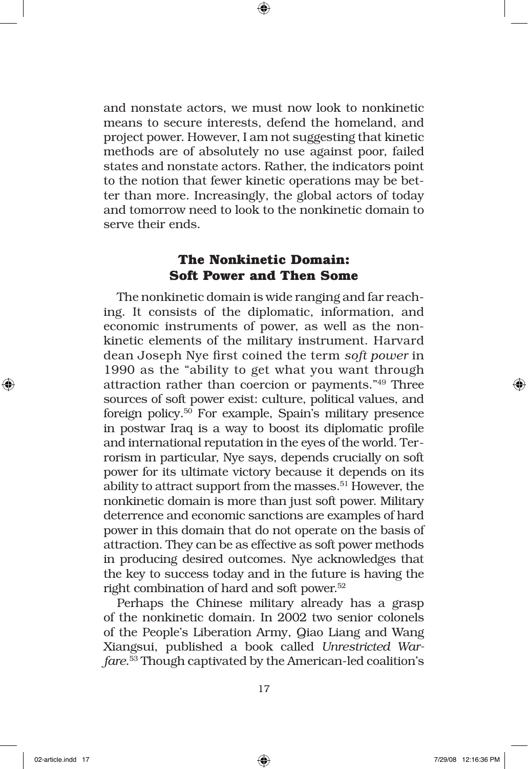and nonstate actors, we must now look to nonkinetic means to secure interests, defend the homeland, and project power. However, I am not suggesting that kinetic methods are of absolutely no use against poor, failed states and nonstate actors. Rather, the indicators point to the notion that fewer kinetic operations may be better than more. Increasingly, the global actors of today and tomorrow need to look to the nonkinetic domain to serve their ends.

## The Nonkinetic Domain: Soft Power and Then Some

The nonkinetic domain is wide ranging and far reaching. It consists of the diplomatic, information, and economic instruments of power, as well as the nonkinetic elements of the military instrument. Harvard dean Joseph Nye first coined the term *soft power* in 1990 as the "ability to get what you want through attraction rather than coercion or payments."[49] Three sources of soft power exist: culture, political values, and foreign policy.[50] For example, Spain's military presence in postwar Iraq is a way to boost its diplomatic profile and international reputation in the eyes of the world. Terrorism in particular, Nye says, depends crucially on soft power for its ultimate victory because it depends on its ability to attract support from the masses.[51] However, the nonkinetic domain is more than just soft power. Military deterrence and economic sanctions are examples of hard power in this domain that do not operate on the basis of attraction. They can be as effective as soft power methods in producing desired outcomes. Nye acknowledges that the key to success today and in the future is having the right combination of hard and soft power.[52]

Perhaps the Chinese military already has a grasp of the nonkinetic domain. In 2002 two senior colonels of the People's Liberation Army, Qiao Liang and Wang Xiangsui, published a book called *Unrestricted Warfare*.[53] Though captivated by the American-led coalition's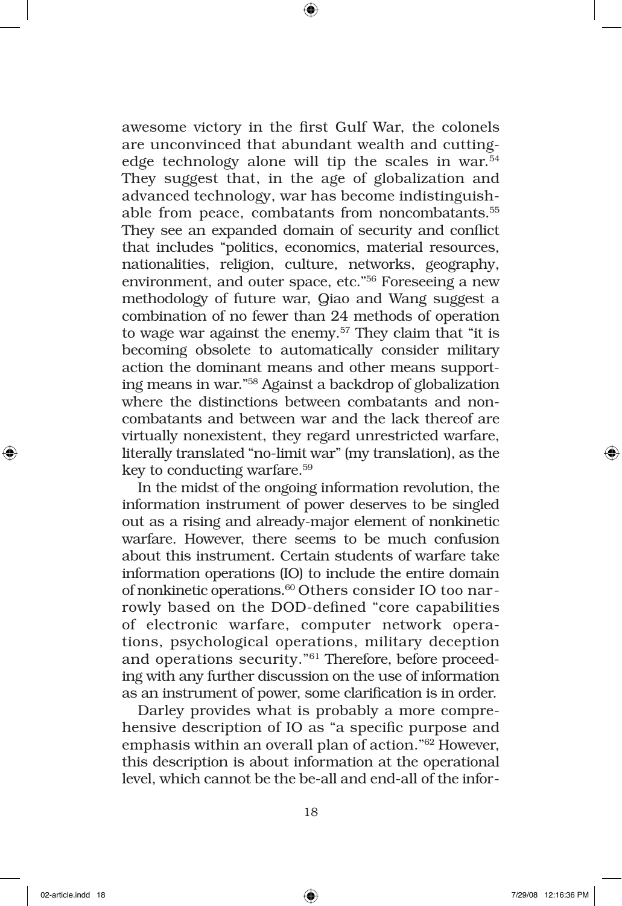awesome victory in the first Gulf War, the colonels are unconvinced that abundant wealth and cutting-edge technology alone will tip the scales in war.[54] They suggest that, in the age of globalization and advanced technology, war has become indistinguishable from peace, combatants from noncombatants.[55] They see an expanded domain of security and conflict that includes "politics, economics, material resources, nationalities, religion, culture, networks, geography, environment, and outer space, etc."[56] Foreseeing a new methodology of future war, Qiao and Wang suggest a combination of no fewer than 24 methods of operation to wage war against the enemy.[57] They claim that "it is becoming obsolete to automatically consider military action the dominant means and other means supporting means in war."[58] Against a backdrop of globalization where the distinctions between combatants and noncombatants and between war and the lack thereof are virtually nonexistent, they regard unrestricted warfare, literally translated "no-limit war" (my translation), as the key to conducting warfare.[59]

In the midst of the ongoing information revolution, the information instrument of power deserves to be singled out as a rising and already-major element of nonkinetic warfare. However, there seems to be much confusion about this instrument. Certain students of warfare take information operations (IO) to include the entire domain of nonkinetic operations.[60] Others consider IO too narrowly based on the DOD-defined "core capabilities of electronic warfare, computer network operations, psychological operations, military deception and operations security."[61] Therefore, before proceeding with any further discussion on the use of information as an instrument of power, some clarification is in order.

Darley provides what is probably a more comprehensive description of IO as "a specific purpose and emphasis within an overall plan of action."[62] However, this description is about information at the operational level, which cannot be the be-all and end-all of the infor-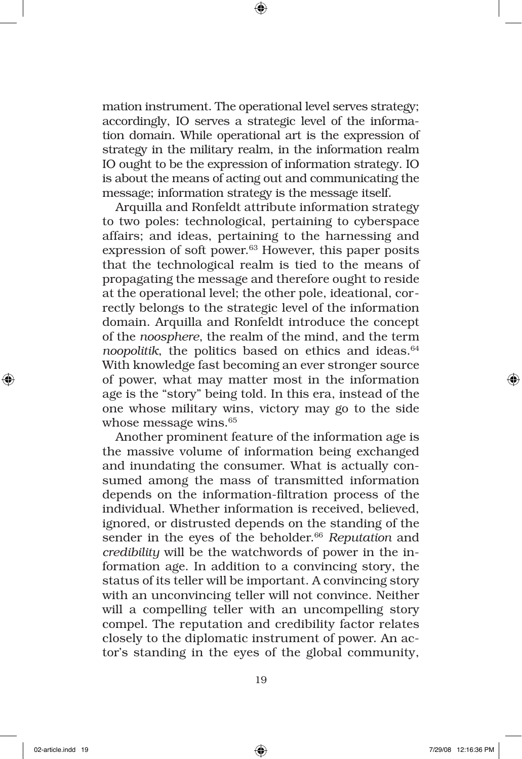mation instrument. The operational level serves strategy; accordingly, IO serves a strategic level of the information domain. While operational art is the expression of strategy in the military realm, in the information realm IO ought to be the expression of information strategy. IO is about the means of acting out and communicating the message; information strategy is the message itself.

Arquilla and Ronfeldt attribute information strategy to two poles: technological, pertaining to cyberspace affairs; and ideas, pertaining to the harnessing and expression of soft power.[63] However, this paper posits that the technological realm is tied to the means of propagating the message and therefore ought to reside at the operational level; the other pole, ideational, correctly belongs to the strategic level of the information domain. Arquilla and Ronfeldt introduce the concept of the *noosphere*, the realm of the mind, and the term *noopolitik*, the politics based on ethics and ideas.[64] With knowledge fast becoming an ever stronger source of power, what may matter most in the information age is the "story" being told. In this era, instead of the one whose military wins, victory may go to the side whose message wins.[65]

Another prominent feature of the information age is the massive volume of information being exchanged and inundating the consumer. What is actually consumed among the mass of transmitted information depends on the information-filtration process of the individual. Whether information is received, believed, ignored, or distrusted depends on the standing of the sender in the eyes of the beholder.[66] *Reputation* and *credibility* will be the watchwords of power in the information age. In addition to a convincing story, the status of its teller will be important. A convincing story with an unconvincing teller will not convince. Neither will a compelling teller with an uncompelling story compel. The reputation and credibility factor relates closely to the diplomatic instrument of power. An actor's standing in the eyes of the global community,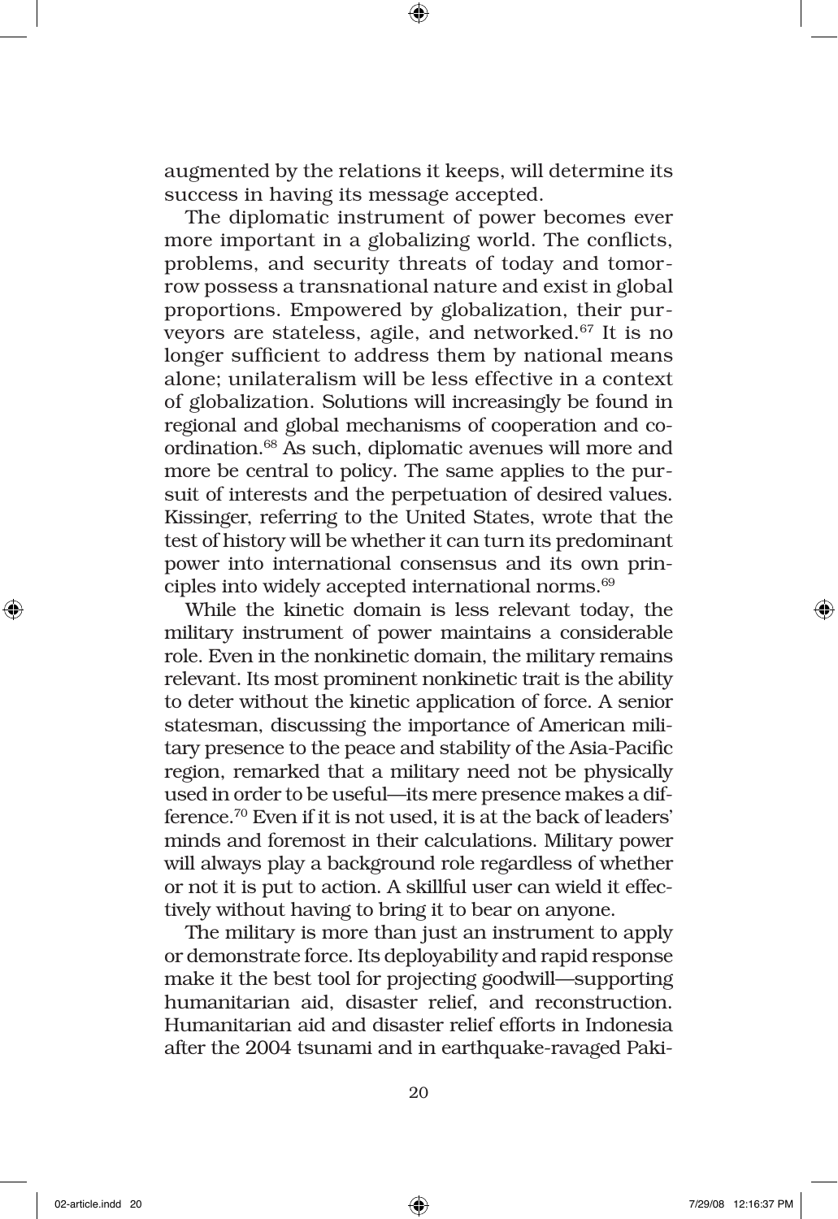augmented by the relations it keeps, will determine its success in having its message accepted.

The diplomatic instrument of power becomes ever more important in a globalizing world. The conflicts, problems, and security threats of today and tomorrow possess a transnational nature and exist in global proportions. Empowered by globalization, their purveyors are stateless, agile, and networked.[67] It is no longer sufficient to address them by national means alone; unilateralism will be less effective in a context of globalization. Solutions will increasingly be found in regional and global mechanisms of cooperation and coordination.[68] As such, diplomatic avenues will more and more be central to policy. The same applies to the pursuit of interests and the perpetuation of desired values. Kissinger, referring to the United States, wrote that the test of history will be whether it can turn its predominant power into international consensus and its own principles into widely accepted international norms.[69]

While the kinetic domain is less relevant today, the military instrument of power maintains a considerable role. Even in the nonkinetic domain, the military remains relevant. Its most prominent nonkinetic trait is the ability to deter without the kinetic application of force. A senior statesman, discussing the importance of American military presence to the peace and stability of the Asia-Pacific region, remarked that a military need not be physically used in order to be useful—its mere presence makes a difference.[70] Even if it is not used, it is at the back of leaders' minds and foremost in their calculations. Military power will always play a background role regardless of whether or not it is put to action. A skillful user can wield it effectively without having to bring it to bear on anyone.

The military is more than just an instrument to apply or demonstrate force. Its deployability and rapid response make it the best tool for projecting goodwill—supporting humanitarian aid, disaster relief, and reconstruction. Humanitarian aid and disaster relief efforts in Indonesia after the 2004 tsunami and in earthquake-ravaged Paki-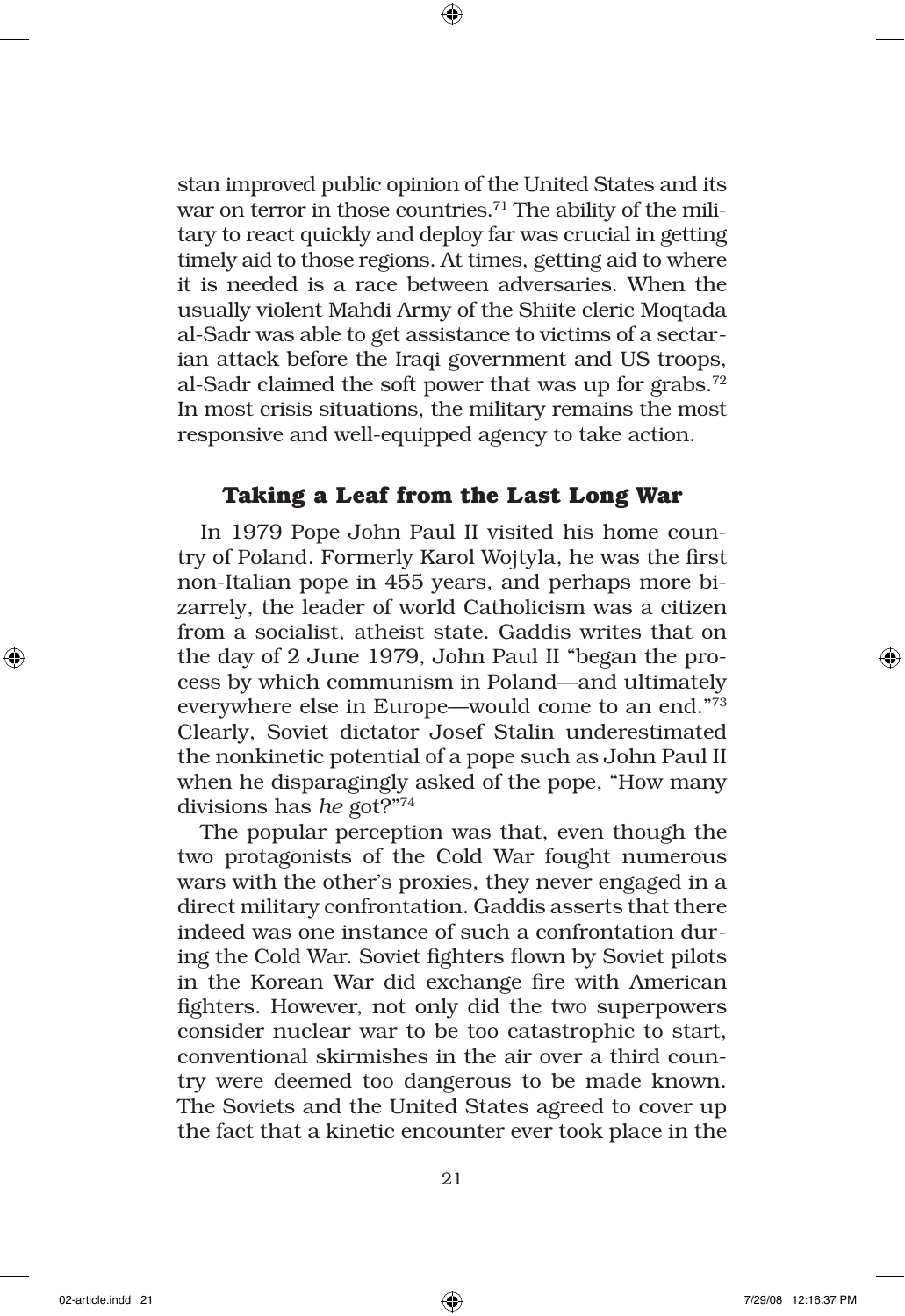stan improved public opinion of the United States and its war on terror in those countries.[71] The ability of the military to react quickly and deploy far was crucial in getting timely aid to those regions. At times, getting aid to where it is needed is a race between adversaries. When the usually violent Mahdi Army of the Shiite cleric Moqtada al-Sadr was able to get assistance to victims of a sectarian attack before the Iraqi government and US troops, al-Sadr claimed the soft power that was up for grabs.[72] In most crisis situations, the military remains the most responsive and well-equipped agency to take action.

## Taking a Leaf from the Last Long War

In 1979 Pope John Paul II visited his home country of Poland. Formerly Karol Wojtyla, he was the first non-Italian pope in 455 years, and perhaps more bizarrely, the leader of world Catholicism was a citizen from a socialist, atheist state. Gaddis writes that on the day of 2 June 1979, John Paul II "began the process by which communism in Poland—and ultimately everywhere else in Europe—would come to an end."[73] Clearly, Soviet dictator Josef Stalin underestimated the nonkinetic potential of a pope such as John Paul II when he disparagingly asked of the pope, "How many divisions has *he* got?"[74]

The popular perception was that, even though the two protagonists of the Cold War fought numerous wars with the other's proxies, they never engaged in a direct military confrontation. Gaddis asserts that there indeed was one instance of such a confrontation during the Cold War. Soviet fighters flown by Soviet pilots in the Korean War did exchange fire with American fighters. However, not only did the two superpowers consider nuclear war to be too catastrophic to start, conventional skirmishes in the air over a third country were deemed too dangerous to be made known. The Soviets and the United States agreed to cover up the fact that a kinetic encounter ever took place in the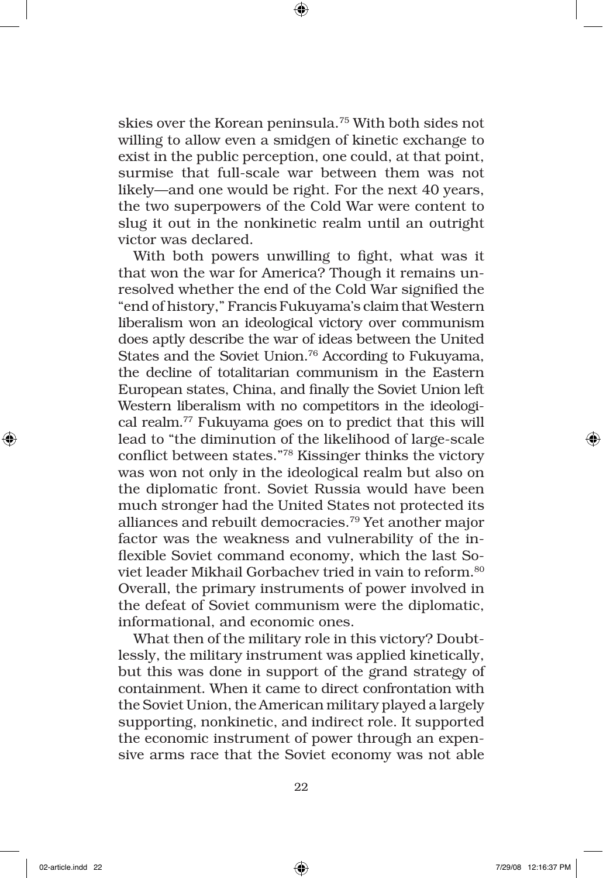skies over the Korean peninsula.[75] With both sides not willing to allow even a smidgen of kinetic exchange to exist in the public perception, one could, at that point, surmise that full-scale war between them was not likely—and one would be right. For the next 40 years, the two superpowers of the Cold War were content to slug it out in the nonkinetic realm until an outright victor was declared.

With both powers unwilling to fight, what was it that won the war for America? Though it remains unresolved whether the end of the Cold War signified the "end of history," Francis Fukuyama's claim that Western liberalism won an ideological victory over communism does aptly describe the war of ideas between the United States and the Soviet Union.[76] According to Fukuyama, the decline of totalitarian communism in the Eastern European states, China, and finally the Soviet Union left Western liberalism with no competitors in the ideological realm.[77] Fukuyama goes on to predict that this will lead to "the diminution of the likelihood of large-scale conflict between states."[78] Kissinger thinks the victory was won not only in the ideological realm but also on the diplomatic front. Soviet Russia would have been much stronger had the United States not protected its alliances and rebuilt democracies.[79] Yet another major factor was the weakness and vulnerability of the inflexible Soviet command economy, which the last Soviet leader Mikhail Gorbachev tried in vain to reform.[80] Overall, the primary instruments of power involved in the defeat of Soviet communism were the diplomatic, informational, and economic ones.

What then of the military role in this victory? Doubtlessly, the military instrument was applied kinetically, but this was done in support of the grand strategy of containment. When it came to direct confrontation with the Soviet Union, the American military played a largely supporting, nonkinetic, and indirect role. It supported the economic instrument of power through an expensive arms race that the Soviet economy was not able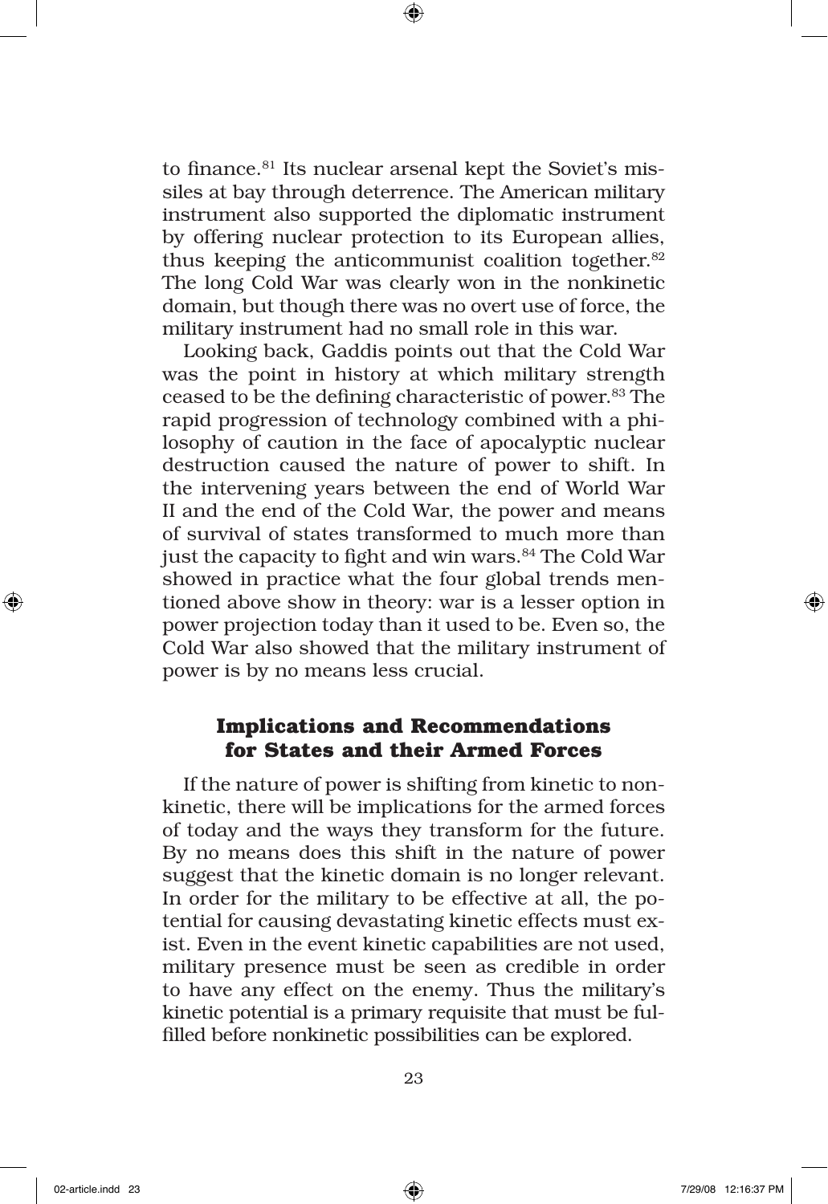to finance.[81] Its nuclear arsenal kept the Soviet's missiles at bay through deterrence. The American military instrument also supported the diplomatic instrument by offering nuclear protection to its European allies, thus keeping the anticommunist coalition together.[82] The long Cold War was clearly won in the nonkinetic domain, but though there was no overt use of force, the military instrument had no small role in this war.

Looking back, Gaddis points out that the Cold War was the point in history at which military strength ceased to be the defining characteristic of power.[83] The rapid progression of technology combined with a philosophy of caution in the face of apocalyptic nuclear destruction caused the nature of power to shift. In the intervening years between the end of World War II and the end of the Cold War, the power and means of survival of states transformed to much more than just the capacity to fight and win wars.[84] The Cold War showed in practice what the four global trends mentioned above show in theory: war is a lesser option in power projection today than it used to be. Even so, the Cold War also showed that the military instrument of power is by no means less crucial.

## Implications and Recommendations for States and their Armed Forces

If the nature of power is shifting from kinetic to nonkinetic, there will be implications for the armed forces of today and the ways they transform for the future. By no means does this shift in the nature of power suggest that the kinetic domain is no longer relevant. In order for the military to be effective at all, the potential for causing devastating kinetic effects must exist. Even in the event kinetic capabilities are not used, military presence must be seen as credible in order to have any effect on the enemy. Thus the military's kinetic potential is a primary requisite that must be fulfilled before nonkinetic possibilities can be explored.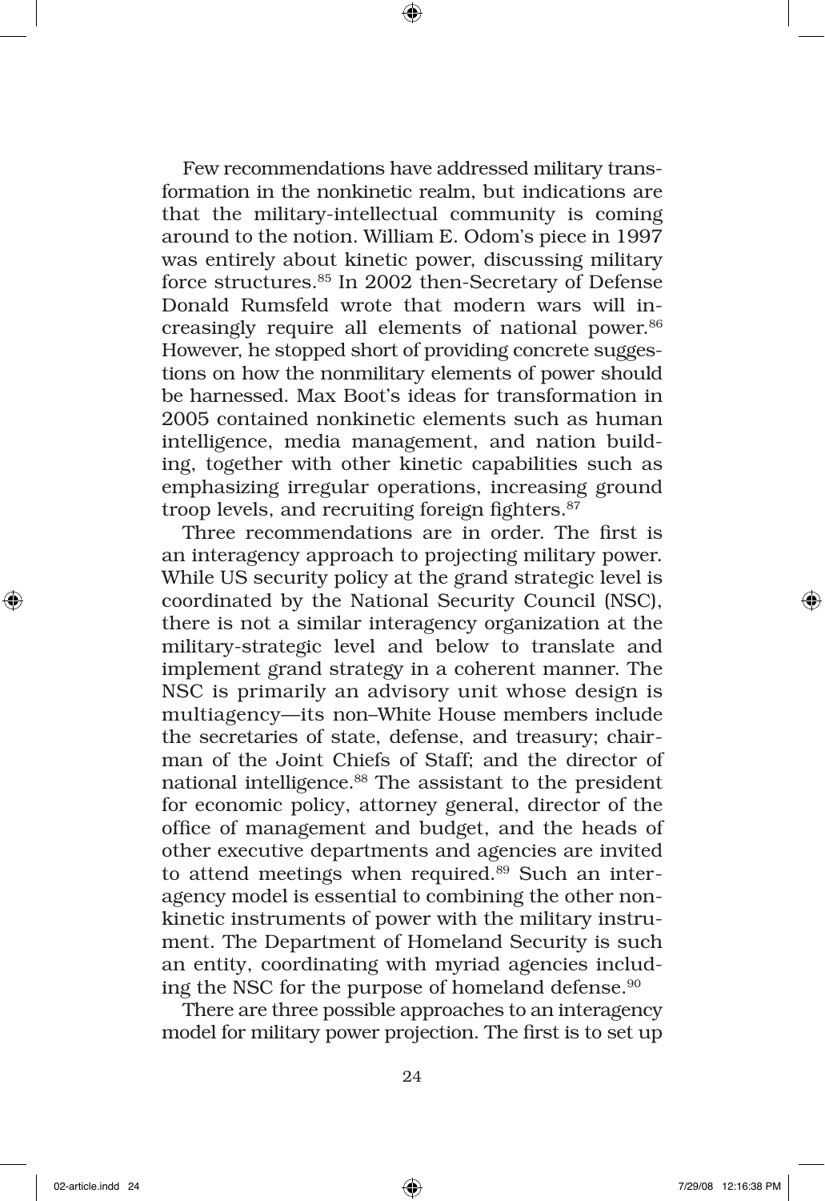Few recommendations have addressed military transformation in the nonkinetic realm, but indications are that the military-intellectual community is coming around to the notion. William E. Odom's piece in 1997 was entirely about kinetic power, discussing military force structures.[85] In 2002 then-Secretary of Defense Donald Rumsfeld wrote that modern wars will increasingly require all elements of national power.[86] However, he stopped short of providing concrete suggestions on how the nonmilitary elements of power should be harnessed. Max Boot's ideas for transformation in 2005 contained nonkinetic elements such as human intelligence, media management, and nation building, together with other kinetic capabilities such as emphasizing irregular operations, increasing ground troop levels, and recruiting foreign fighters.[87]

Three recommendations are in order. The first is an interagency approach to projecting military power. While US security policy at the grand strategic level is coordinated by the National Security Council (NSC), there is not a similar interagency organization at the military-strategic level and below to translate and implement grand strategy in a coherent manner. The NSC is primarily an advisory unit whose design is multiagency—its non–White House members include the secretaries of state, defense, and treasury; chairman of the Joint Chiefs of Staff; and the director of national intelligence.[88] The assistant to the president for economic policy, attorney general, director of the office of management and budget, and the heads of other executive departments and agencies are invited to attend meetings when required.[89] Such an interagency model is essential to combining the other nonkinetic instruments of power with the military instrument. The Department of Homeland Security is such an entity, coordinating with myriad agencies including the NSC for the purpose of homeland defense.[90]

There are three possible approaches to an interagency model for military power projection. The first is to set up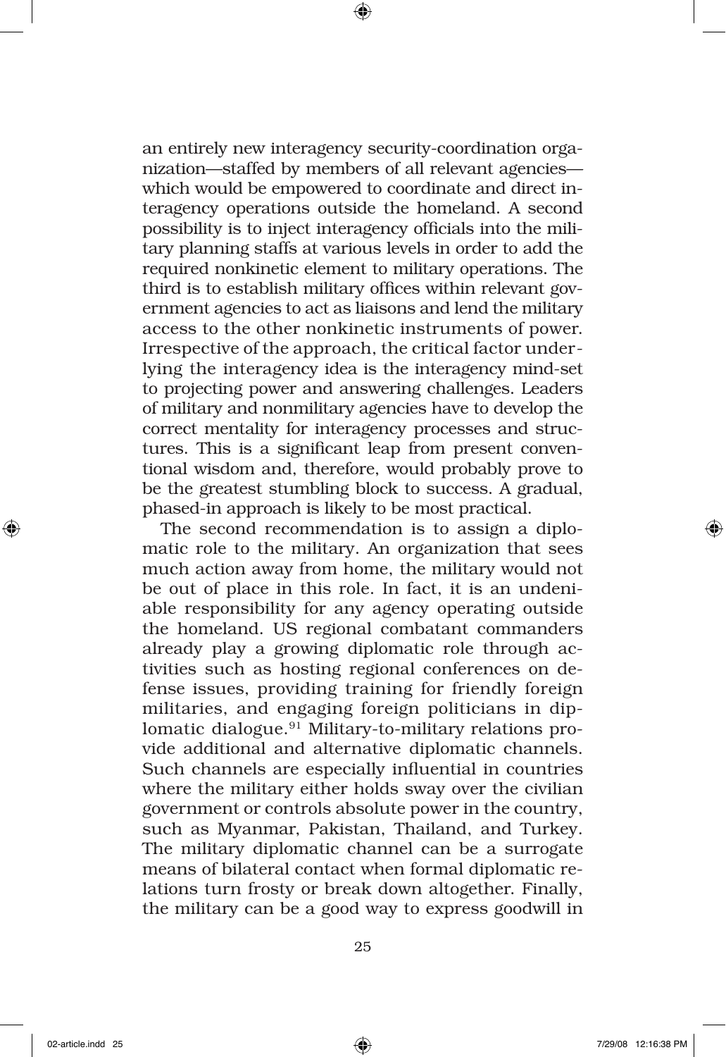an entirely new interagency security-coordination organization—staffed by members of all relevant agencies—which would be empowered to coordinate and direct interagency operations outside the homeland. A second possibility is to inject interagency officials into the military planning staffs at various levels in order to add the required nonkinetic element to military operations. The third is to establish military offices within relevant government agencies to act as liaisons and lend the military access to the other nonkinetic instruments of power. Irrespective of the approach, the critical factor underlying the interagency idea is the interagency mind-set to projecting power and answering challenges. Leaders of military and nonmilitary agencies have to develop the correct mentality for interagency processes and structures. This is a significant leap from present conventional wisdom and, therefore, would probably prove to be the greatest stumbling block to success. A gradual, phased-in approach is likely to be most practical.

The second recommendation is to assign a diplomatic role to the military. An organization that sees much action away from home, the military would not be out of place in this role. In fact, it is an undeniable responsibility for any agency operating outside the homeland. US regional combatant commanders already play a growing diplomatic role through activities such as hosting regional conferences on defense issues, providing training for friendly foreign militaries, and engaging foreign politicians in diplomatic dialogue.[91] Military-to-military relations provide additional and alternative diplomatic channels. Such channels are especially influential in countries where the military either holds sway over the civilian government or controls absolute power in the country, such as Myanmar, Pakistan, Thailand, and Turkey. The military diplomatic channel can be a surrogate means of bilateral contact when formal diplomatic relations turn frosty or break down altogether. Finally, the military can be a good way to express goodwill in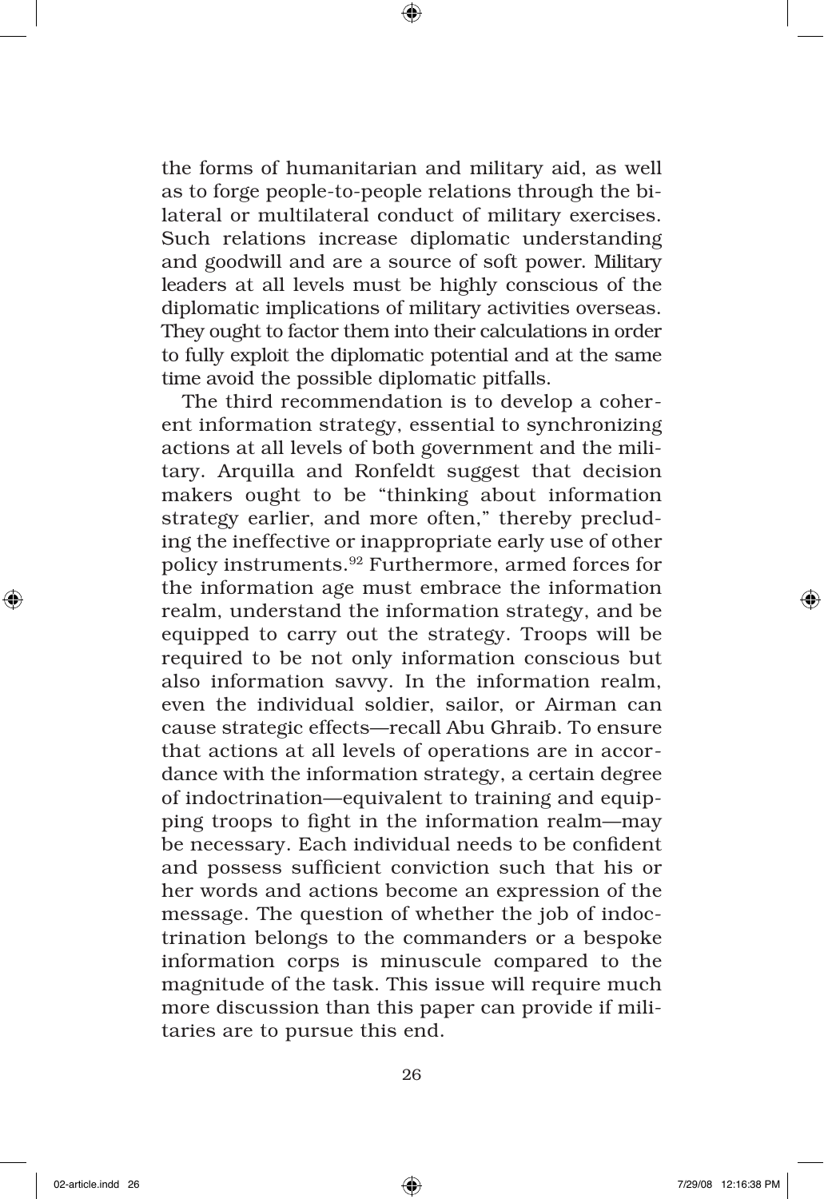the forms of humanitarian and military aid, as well as to forge people-to-people relations through the bilateral or multilateral conduct of military exercises. Such relations increase diplomatic understanding and goodwill and are a source of soft power. Military leaders at all levels must be highly conscious of the diplomatic implications of military activities overseas. They ought to factor them into their calculations in order to fully exploit the diplomatic potential and at the same time avoid the possible diplomatic pitfalls.

The third recommendation is to develop a coherent information strategy, essential to synchronizing actions at all levels of both government and the military. Arquilla and Ronfeldt suggest that decision makers ought to be "thinking about information strategy earlier, and more often," thereby precluding the ineffective or inappropriate early use of other policy instruments.[92] Furthermore, armed forces for the information age must embrace the information realm, understand the information strategy, and be equipped to carry out the strategy. Troops will be required to be not only information conscious but also information savvy. In the information realm, even the individual soldier, sailor, or Airman can cause strategic effects—recall Abu Ghraib. To ensure that actions at all levels of operations are in accordance with the information strategy, a certain degree of indoctrination—equivalent to training and equipping troops to fight in the information realm—may be necessary. Each individual needs to be confident and possess sufficient conviction such that his or her words and actions become an expression of the message. The question of whether the job of indoctrination belongs to the commanders or a bespoke information corps is minuscule compared to the magnitude of the task. This issue will require much more discussion than this paper can provide if militaries are to pursue this end.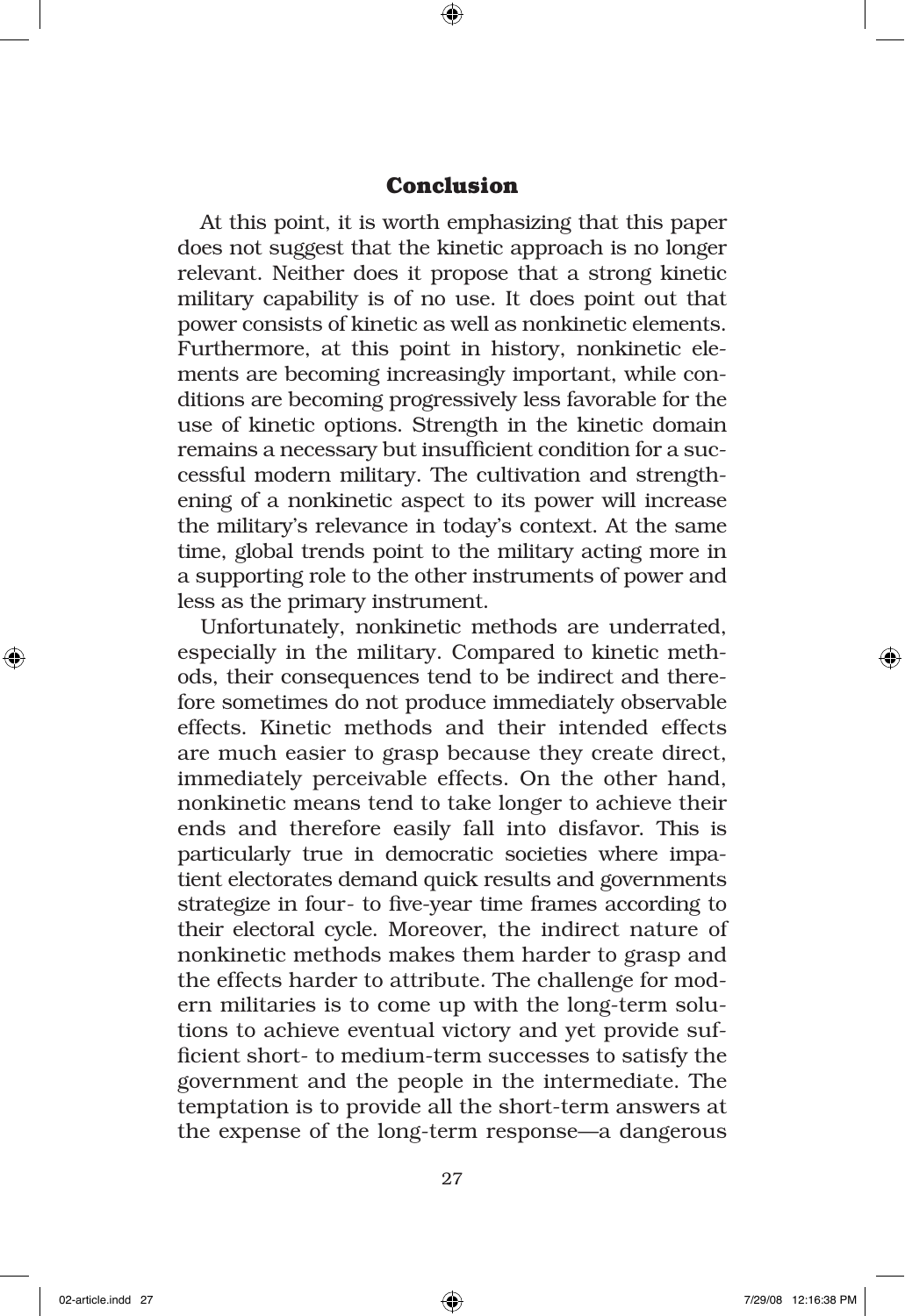## Conclusion

At this point, it is worth emphasizing that this paper does not suggest that the kinetic approach is no longer relevant. Neither does it propose that a strong kinetic military capability is of no use. It does point out that power consists of kinetic as well as nonkinetic elements. Furthermore, at this point in history, nonkinetic elements are becoming increasingly important, while conditions are becoming progressively less favorable for the use of kinetic options. Strength in the kinetic domain remains a necessary but insufficient condition for a successful modern military. The cultivation and strengthening of a nonkinetic aspect to its power will increase the military's relevance in today's context. At the same time, global trends point to the military acting more in a supporting role to the other instruments of power and less as the primary instrument.

Unfortunately, nonkinetic methods are underrated, especially in the military. Compared to kinetic methods, their consequences tend to be indirect and therefore sometimes do not produce immediately observable effects. Kinetic methods and their intended effects are much easier to grasp because they create direct, immediately perceivable effects. On the other hand, nonkinetic means tend to take longer to achieve their ends and therefore easily fall into disfavor. This is particularly true in democratic societies where impatient electorates demand quick results and governments strategize in four- to five-year time frames according to their electoral cycle. Moreover, the indirect nature of nonkinetic methods makes them harder to grasp and the effects harder to attribute. The challenge for modern militaries is to come up with the long-term solutions to achieve eventual victory and yet provide sufficient short- to medium-term successes to satisfy the government and the people in the intermediate. The temptation is to provide all the short-term answers at the expense of the long-term response—a dangerous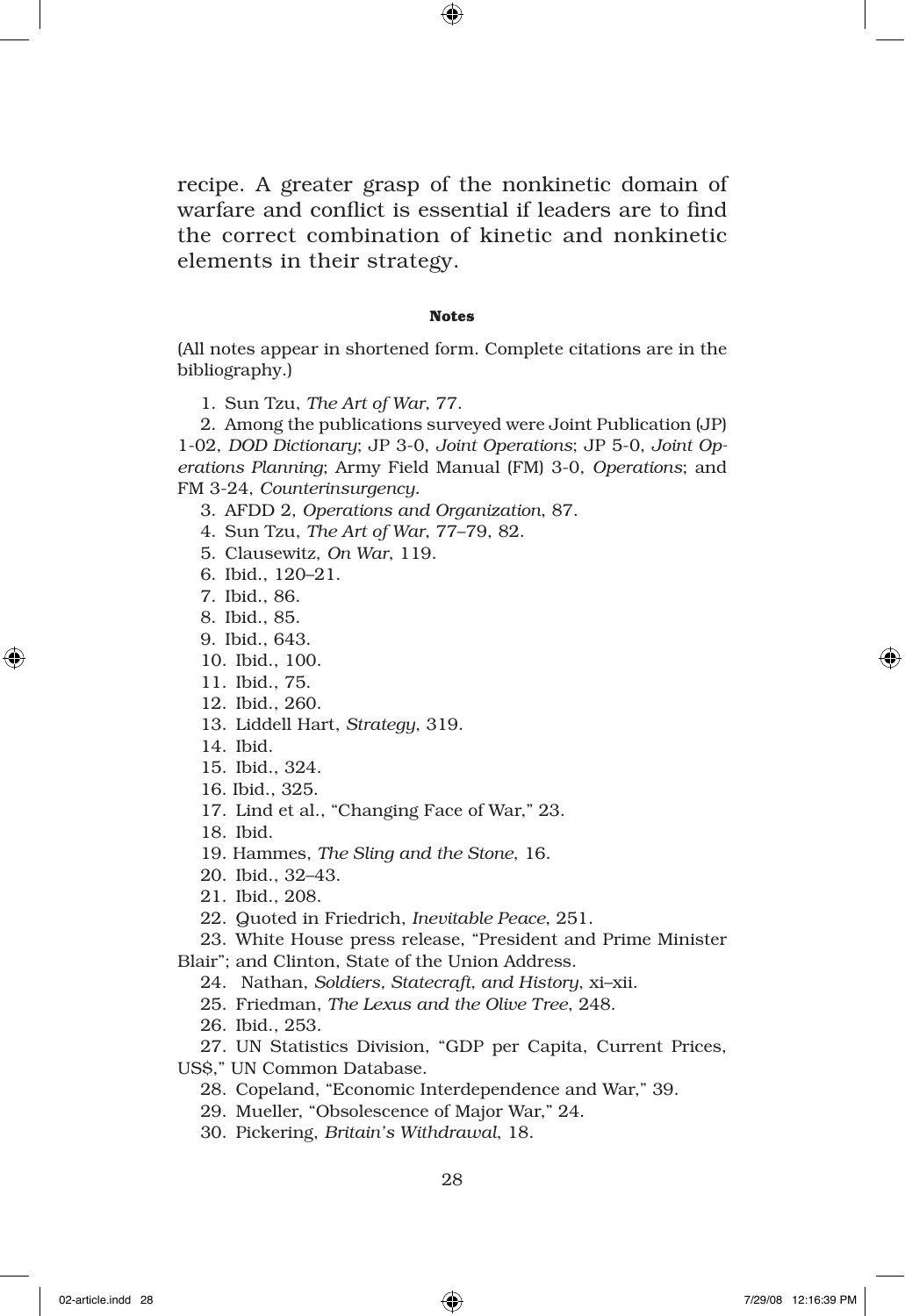recipe. A greater grasp of the nonkinetic domain of warfare and conflict is essential if leaders are to find the correct combination of kinetic and nonkinetic elements in their strategy.

**Notes**

(All notes appear in shortened form. Complete citations are in the bibliography.)

1. Sun Tzu, *The Art of War*, 77.
2. Among the publications surveyed were Joint Publication (JP) 1-02, *DOD Dictionary*; JP 3-0, *Joint Operations*; JP 5-0, *Joint Operations Planning*; Army Field Manual (FM) 3-0, *Operations*; and FM 3-24, *Counterinsurgency.*
3. AFDD 2, *Operations and Organization*, 87.
4. Sun Tzu, *The Art of War*, 77–79, 82.
5. Clausewitz, *On War*, 119.
6. Ibid., 120–21.
7. Ibid., 86.
8. Ibid., 85.
9. Ibid., 643.
10. Ibid., 100.
11. Ibid., 75.
12. Ibid., 260.
13. Liddell Hart, *Strategy*, 319.
14. Ibid.
15. Ibid., 324.
16. Ibid., 325.
17. Lind et al., "Changing Face of War," 23.
18. Ibid.
19. Hammes, *The Sling and the Stone*, 16.
20. Ibid., 32–43.
21. Ibid., 208.
22. Quoted in Friedrich, *Inevitable Peace*, 251.
23. White House press release, "President and Prime Minister Blair"; and Clinton, State of the Union Address.
24. Nathan, *Soldiers, Statecraft, and History*, xi–xii.
25. Friedman, *The Lexus and the Olive Tree*, 248.
26. Ibid., 253.
27. UN Statistics Division, "GDP per Capita, Current Prices, US$," UN Common Database.
28. Copeland, "Economic Interdependence and War," 39.
29. Mueller, "Obsolescence of Major War," 24.
30. Pickering, *Britain's Withdrawal*, 18.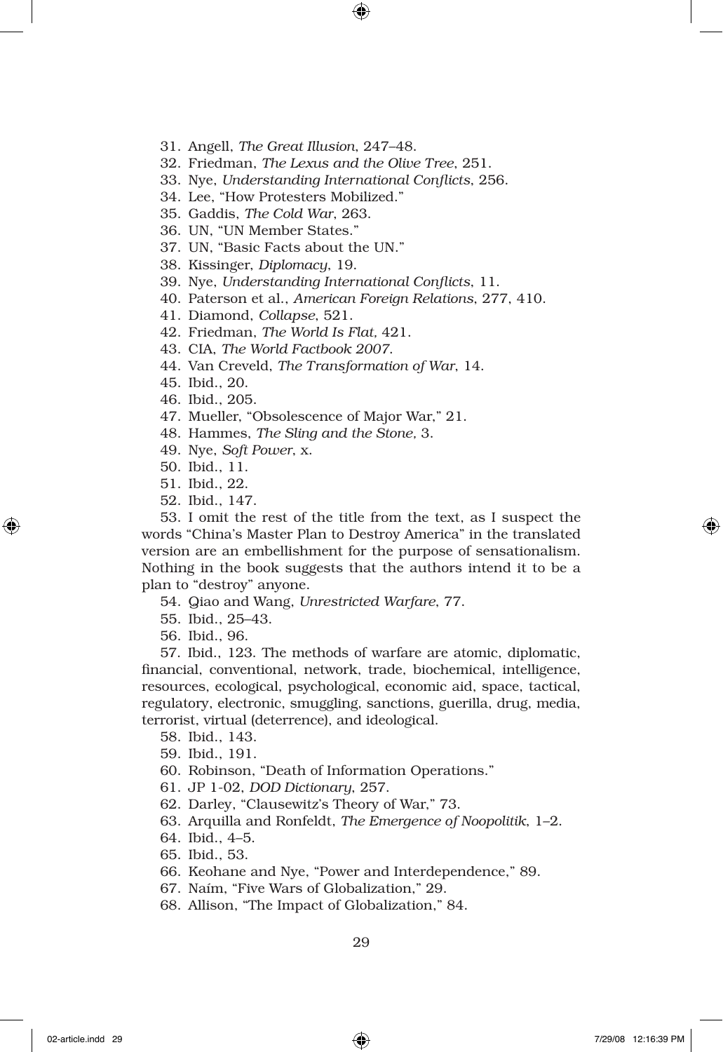31. Angell, *The Great Illusion*, 247–48.
32. Friedman, *The Lexus and the Olive Tree*, 251.
33. Nye, *Understanding International Conflicts*, 256.
34. Lee, "How Protesters Mobilized."
35. Gaddis, *The Cold War*, 263.
36. UN, "UN Member States."
37. UN, "Basic Facts about the UN."
38. Kissinger, *Diplomacy*, 19.
39. Nye, *Understanding International Conflicts*, 11.
40. Paterson et al., *American Foreign Relations*, 277, 410.
41. Diamond, *Collapse*, 521.
42. Friedman, *The World Is Flat,* 421.
43. CIA, *The World Factbook 2007*.
44. Van Creveld, *The Transformation of War*, 14.
45. Ibid., 20.
46. Ibid., 205.
47. Mueller, "Obsolescence of Major War," 21.
48. Hammes, *The Sling and the Stone,* 3.
49. Nye, *Soft Power*, x.
50. Ibid., 11.
51. Ibid., 22.
52. Ibid., 147.
53. I omit the rest of the title from the text, as I suspect the words "China's Master Plan to Destroy America" in the translated version are an embellishment for the purpose of sensationalism. Nothing in the book suggests that the authors intend it to be a plan to "destroy" anyone.
54. Qiao and Wang, *Unrestricted Warfare*, 77.
55. Ibid., 25–43.
56. Ibid., 96.
57. Ibid., 123. The methods of warfare are atomic, diplomatic, financial, conventional, network, trade, biochemical, intelligence, resources, ecological, psychological, economic aid, space, tactical, regulatory, electronic, smuggling, sanctions, guerilla, drug, media, terrorist, virtual (deterrence), and ideological.
58. Ibid., 143.
59. Ibid., 191.
60. Robinson, "Death of Information Operations."
61. JP 1-02, *DOD Dictionary*, 257.
62. Darley, "Clausewitz's Theory of War," 73.
63. Arquilla and Ronfeldt, *The Emergence of Noopolitik*, 1–2.
64. Ibid., 4–5.
65. Ibid., 53.
66. Keohane and Nye, "Power and Interdependence," 89.
67. Naím, "Five Wars of Globalization," 29.
68. Allison, "The Impact of Globalization," 84.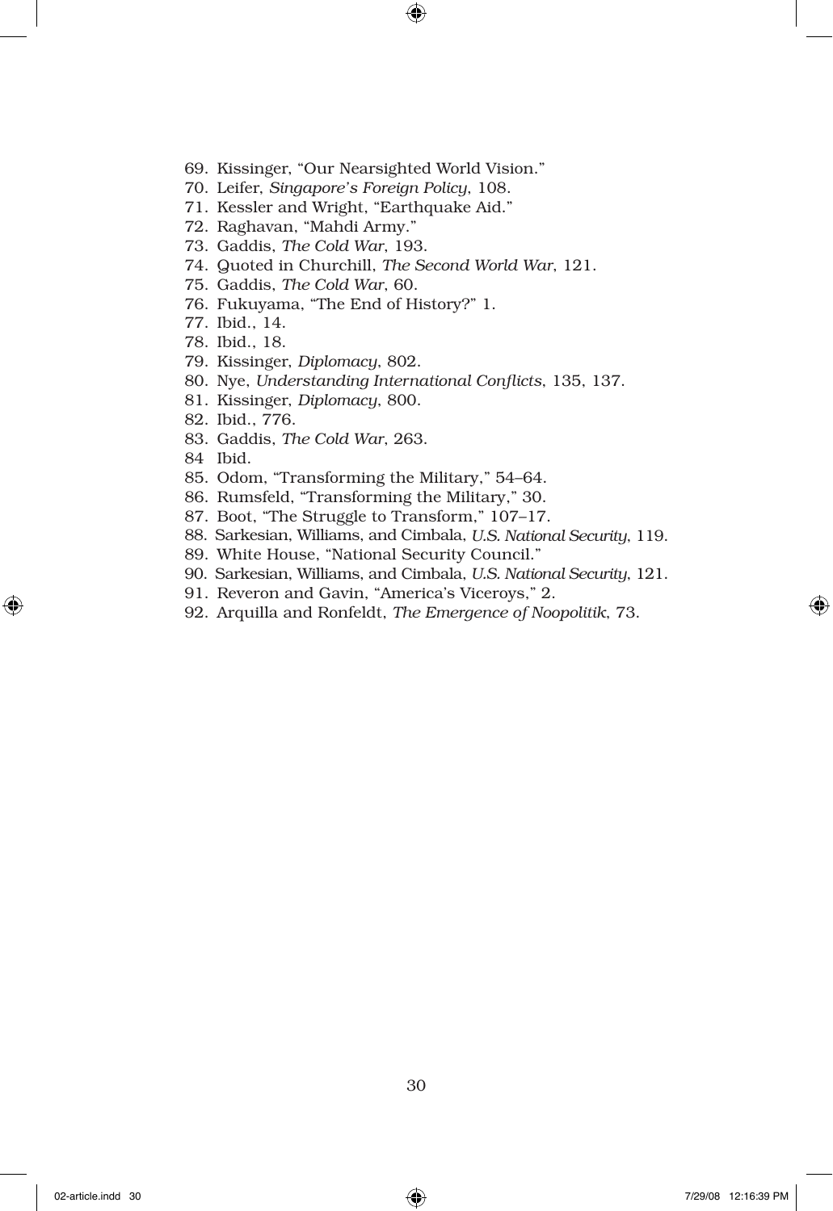69. Kissinger, "Our Nearsighted World Vision."
70. Leifer, *Singapore's Foreign Policy*, 108.
71. Kessler and Wright, "Earthquake Aid."
72. Raghavan, "Mahdi Army."
73. Gaddis, *The Cold War*, 193.
74. Quoted in Churchill, *The Second World War*, 121.
75. Gaddis, *The Cold War*, 60.
76. Fukuyama, "The End of History?" 1.
77. Ibid., 14.
78. Ibid., 18.
79. Kissinger, *Diplomacy*, 802.
80. Nye, *Understanding International Conflicts*, 135, 137.
81. Kissinger, *Diplomacy*, 800.
82. Ibid., 776.
83. Gaddis, *The Cold War*, 263.
84 Ibid.
85. Odom, "Transforming the Military," 54–64.
86. Rumsfeld, "Transforming the Military," 30.
87. Boot, "The Struggle to Transform," 107–17.
88. Sarkesian, Williams, and Cimbala, *U.S. National Security*, 119.
89. White House, "National Security Council."
90. Sarkesian, Williams, and Cimbala, *U.S. National Security*, 121.
91. Reveron and Gavin, "America's Viceroys," 2.
92. Arquilla and Ronfeldt, *The Emergence of Noopolitik*, 73.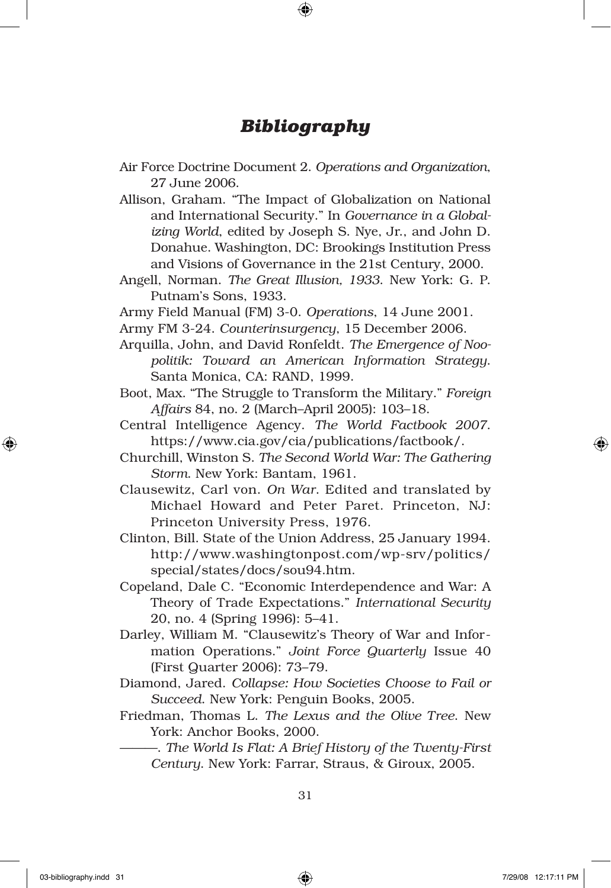# *Bibliography*

Air Force Doctrine Document 2. *Operations and Organization*, 27 June 2006.

Allison, Graham. "The Impact of Globalization on National and International Security." In *Governance in a Globalizing World*, edited by Joseph S. Nye, Jr., and John D. Donahue. Washington, DC: Brookings Institution Press and Visions of Governance in the 21st Century, 2000.

Angell, Norman. *The Great Illusion, 1933*. New York: G. P. Putnam's Sons, 1933.

Army Field Manual (FM) 3-0. *Operations*, 14 June 2001.

Army FM 3-24. *Counterinsurgency*, 15 December 2006.

Arquilla, John, and David Ronfeldt. *The Emergence of Noopolitik: Toward an American Information Strategy*. Santa Monica, CA: RAND, 1999.

Boot, Max. "The Struggle to Transform the Military." *Foreign Affairs* 84, no. 2 (March–April 2005): 103–18.

Central Intelligence Agency. *The World Factbook 2007*. https://www.cia.gov/cia/publications/factbook/.

Churchill, Winston S. *The Second World War: The Gathering Storm*. New York: Bantam, 1961.

Clausewitz, Carl von. *On War*. Edited and translated by Michael Howard and Peter Paret. Princeton, NJ: Princeton University Press, 1976.

Clinton, Bill. State of the Union Address, 25 January 1994. http://www.washingtonpost.com/wp-srv/politics/special/states/docs/sou94.htm.

Copeland, Dale C. "Economic Interdependence and War: A Theory of Trade Expectations." *International Security* 20, no. 4 (Spring 1996): 5–41.

Darley, William M. "Clausewitz's Theory of War and Information Operations." *Joint Force Quarterly* Issue 40 (First Quarter 2006): 73–79.

Diamond, Jared. *Collapse: How Societies Choose to Fail or Succeed*. New York: Penguin Books, 2005.

Friedman, Thomas L. *The Lexus and the Olive Tree*. New York: Anchor Books, 2000.

———. *The World Is Flat: A Brief History of the Twenty-First Century*. New York: Farrar, Straus, & Giroux, 2005.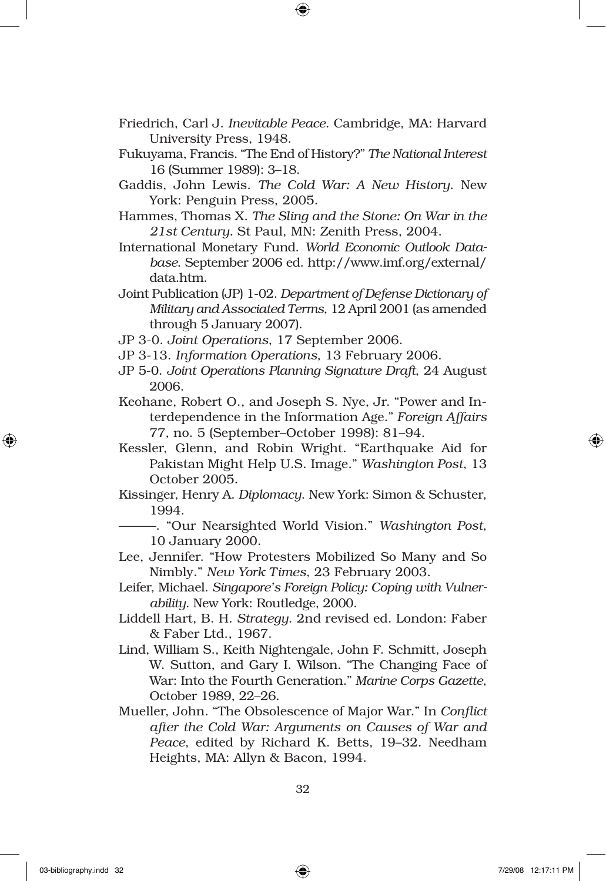Friedrich, Carl J. *Inevitable Peace*. Cambridge, MA: Harvard University Press, 1948.

Fukuyama, Francis. "The End of History?" *The National Interest* 16 (Summer 1989): 3–18.

Gaddis, John Lewis. *The Cold War: A New History*. New York: Penguin Press, 2005.

Hammes, Thomas X. *The Sling and the Stone: On War in the 21st Century*. St Paul, MN: Zenith Press, 2004.

International Monetary Fund. *World Economic Outlook Database*. September 2006 ed. http://www.imf.org/external/data.htm.

Joint Publication (JP) 1-02. *Department of Defense Dictionary of Military and Associated Terms*, 12 April 2001 (as amended through 5 January 2007).

JP 3-0. *Joint Operations*, 17 September 2006.

JP 3-13. *Information Operations*, 13 February 2006.

JP 5-0. *Joint Operations Planning Signature Draft*, 24 August 2006.

Keohane, Robert O., and Joseph S. Nye, Jr. "Power and Interdependence in the Information Age." *Foreign Affairs* 77, no. 5 (September–October 1998): 81–94.

Kessler, Glenn, and Robin Wright. "Earthquake Aid for Pakistan Might Help U.S. Image." *Washington Post*, 13 October 2005.

Kissinger, Henry A. *Diplomacy*. New York: Simon & Schuster, 1994.

———. "Our Nearsighted World Vision." *Washington Post*, 10 January 2000.

Lee, Jennifer. "How Protesters Mobilized So Many and So Nimbly." *New York Times*, 23 February 2003.

Leifer, Michael. *Singapore's Foreign Policy: Coping with Vulnerability*. New York: Routledge, 2000.

Liddell Hart, B. H. *Strategy*. 2nd revised ed. London: Faber & Faber Ltd., 1967.

Lind, William S., Keith Nightengale, John F. Schmitt, Joseph W. Sutton, and Gary I. Wilson. "The Changing Face of War: Into the Fourth Generation." *Marine Corps Gazette*, October 1989, 22–26.

Mueller, John. "The Obsolescence of Major War." In *Conflict after the Cold War: Arguments on Causes of War and Peace*, edited by Richard K. Betts, 19–32. Needham Heights, MA: Allyn & Bacon, 1994.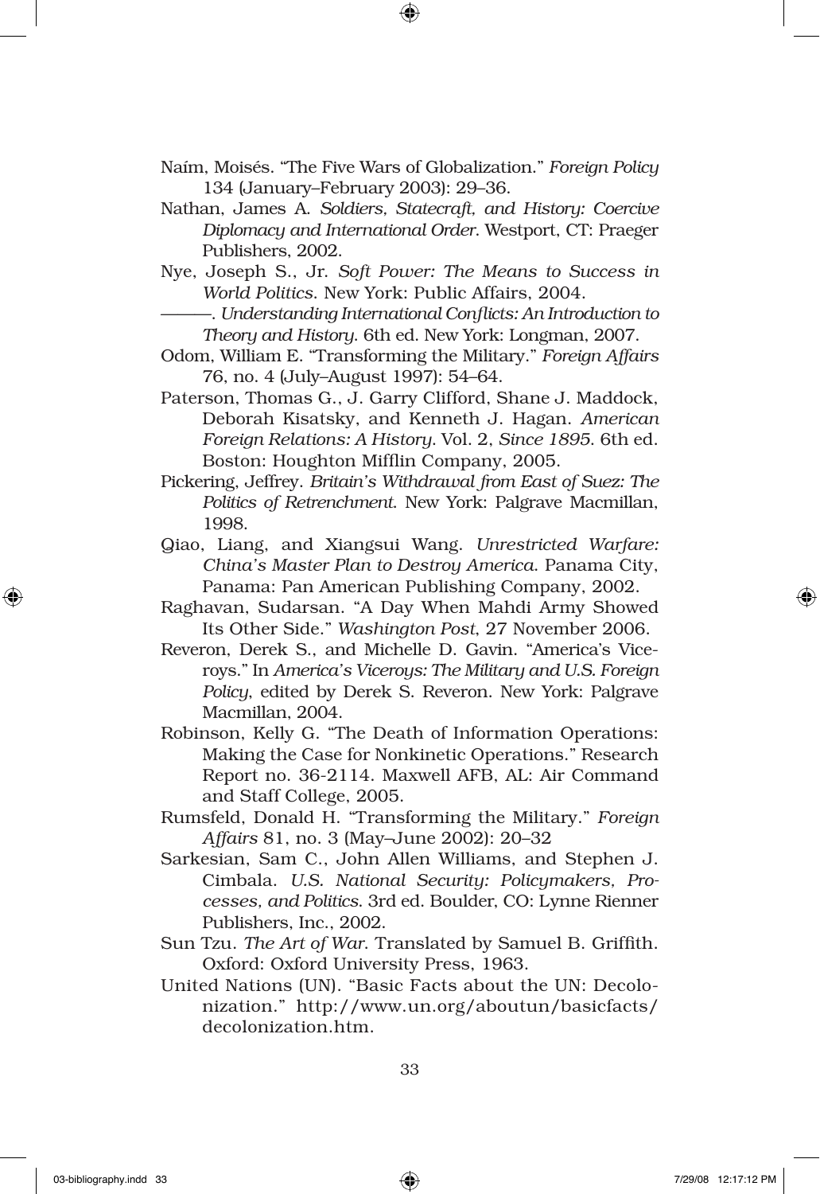Naím, Moisés. "The Five Wars of Globalization." *Foreign Policy* 134 (January–February 2003): 29–36.

Nathan, James A. *Soldiers, Statecraft, and History: Coercive Diplomacy and International Order*. Westport, CT: Praeger Publishers, 2002.

Nye, Joseph S., Jr. *Soft Power: The Means to Success in World Politics*. New York: Public Affairs, 2004.

———. *Understanding International Conflicts: An Introduction to Theory and History*. 6th ed. New York: Longman, 2007.

Odom, William E. "Transforming the Military." *Foreign Affairs* 76, no. 4 (July–August 1997): 54–64.

Paterson, Thomas G., J. Garry Clifford, Shane J. Maddock, Deborah Kisatsky, and Kenneth J. Hagan. *American Foreign Relations: A History*. Vol. 2, *Since 1895*. 6th ed. Boston: Houghton Mifflin Company, 2005.

Pickering, Jeffrey. *Britain's Withdrawal from East of Suez: The Politics of Retrenchment*. New York: Palgrave Macmillan, 1998.

Qiao, Liang, and Xiangsui Wang. *Unrestricted Warfare: China's Master Plan to Destroy America*. Panama City, Panama: Pan American Publishing Company, 2002.

Raghavan, Sudarsan. "A Day When Mahdi Army Showed Its Other Side." *Washington Post*, 27 November 2006.

Reveron, Derek S., and Michelle D. Gavin. "America's Viceroys." In *America's Viceroys: The Military and U.S. Foreign Policy*, edited by Derek S. Reveron. New York: Palgrave Macmillan, 2004.

Robinson, Kelly G. "The Death of Information Operations: Making the Case for Nonkinetic Operations." Research Report no. 36-2114. Maxwell AFB, AL: Air Command and Staff College, 2005.

Rumsfeld, Donald H. "Transforming the Military." *Foreign Affairs* 81, no. 3 (May–June 2002): 20–32

Sarkesian, Sam C., John Allen Williams, and Stephen J. Cimbala. *U.S. National Security: Policymakers, Processes, and Politics*. 3rd ed. Boulder, CO: Lynne Rienner Publishers, Inc., 2002.

Sun Tzu. *The Art of War*. Translated by Samuel B. Griffith. Oxford: Oxford University Press, 1963.

United Nations (UN). "Basic Facts about the UN: Decolonization." http://www.un.org/aboutun/basicfacts/decolonization.htm.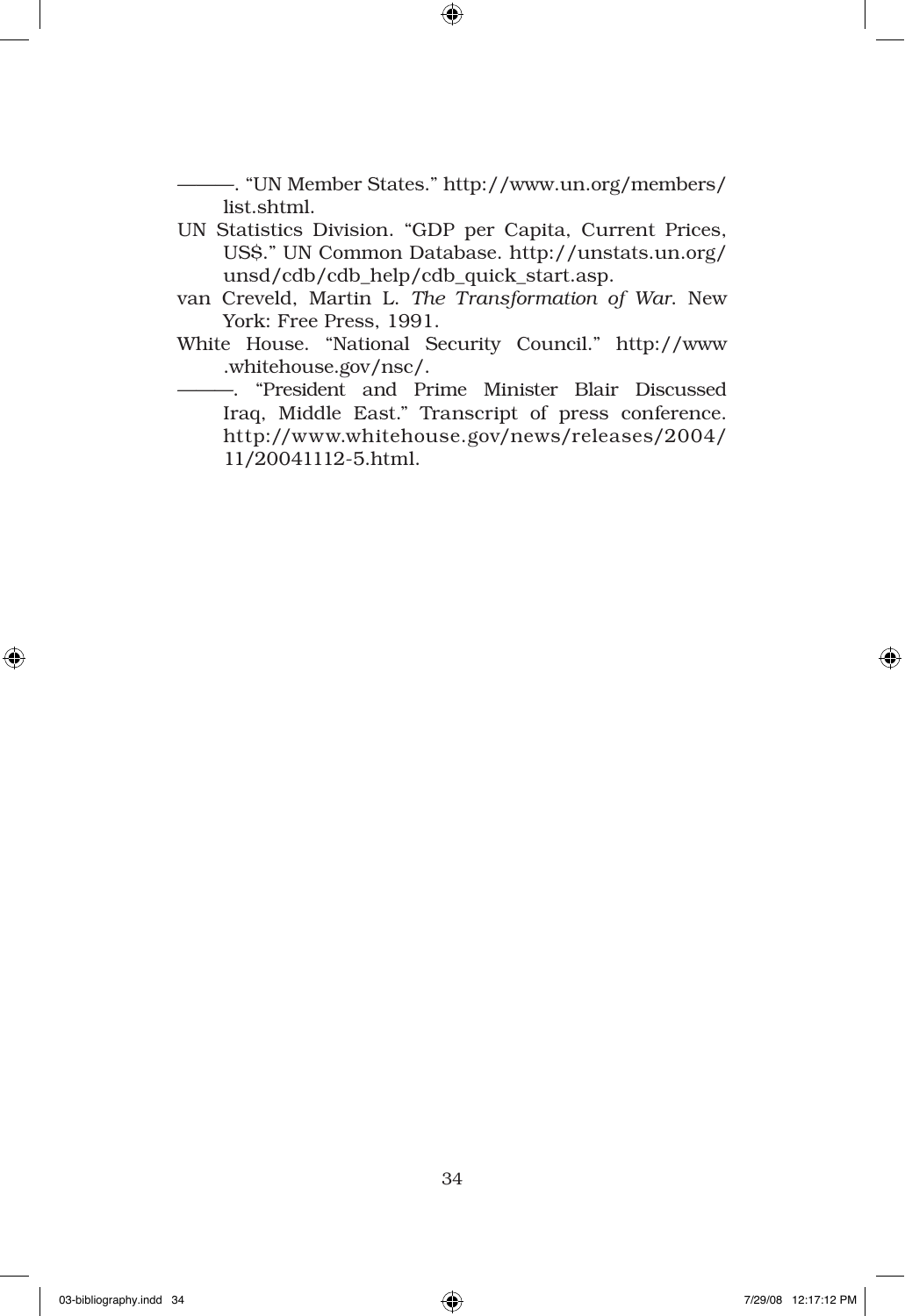———. "UN Member States." http://www.un.org/members/list.shtml.

UN Statistics Division. "GDP per Capita, Current Prices, US$." UN Common Database. http://unstats.un.org/unsd/cdb/cdb_help/cdb_quick_start.asp.

van Creveld, Martin L. *The Transformation of War*. New York: Free Press, 1991.

White House. "National Security Council." http://www.whitehouse.gov/nsc/.

———. "President and Prime Minister Blair Discussed Iraq, Middle East." Transcript of press conference. http://www.whitehouse.gov/news/releases/2004/11/20041112-5.html.